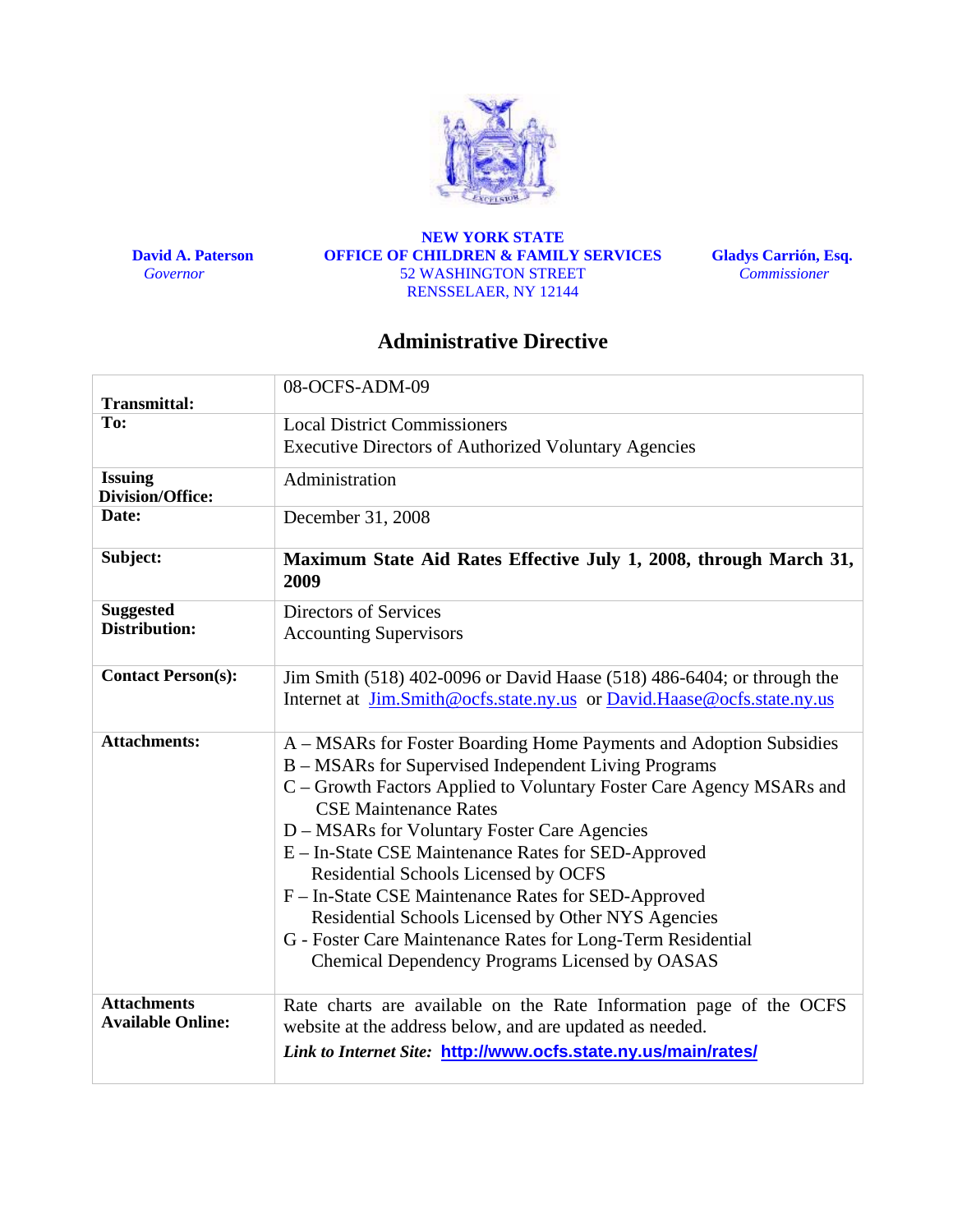**David A. Paterson**
*Governor*

**NEW YORK STATE**
**OFFICE OF CHILDREN & FAMILY SERVICES**
52 WASHINGTON STREET
RENSSELAER, NY 12144

**Gladys Carrión, Esq.**
*Commissioner*

# Administrative Directive

| | |
|---|---|
| **Transmittal:** | 08-OCFS-ADM-09 |
| **To:** | Local District Commissioners<br>Executive Directors of Authorized Voluntary Agencies |
| **Issuing Division/Office:** | Administration |
| **Date:** | December 31, 2008 |
| **Subject:** | **Maximum State Aid Rates Effective July 1, 2008, through March 31, 2009** |
| **Suggested Distribution:** | Directors of Services<br>Accounting Supervisors |
| **Contact Person(s):** | Jim Smith (518) 402-0096 or David Haase (518) 486-6404; or through the Internet at Jim.Smith@ocfs.state.ny.us or David.Haase@ocfs.state.ny.us |
| **Attachments:** | A – MSARs for Foster Boarding Home Payments and Adoption Subsidies<br>B – MSARs for Supervised Independent Living Programs<br>C – Growth Factors Applied to Voluntary Foster Care Agency MSARs and CSE Maintenance Rates<br>D – MSARs for Voluntary Foster Care Agencies<br>E – In-State CSE Maintenance Rates for SED-Approved Residential Schools Licensed by OCFS<br>F – In-State CSE Maintenance Rates for SED-Approved Residential Schools Licensed by Other NYS Agencies<br>G - Foster Care Maintenance Rates for Long-Term Residential Chemical Dependency Programs Licensed by OASAS |
| **Attachments Available Online:** | Rate charts are available on the Rate Information page of the OCFS website at the address below, and are updated as needed.<br>***Link to Internet Site:*** **http://www.ocfs.state.ny.us/main/rates/** |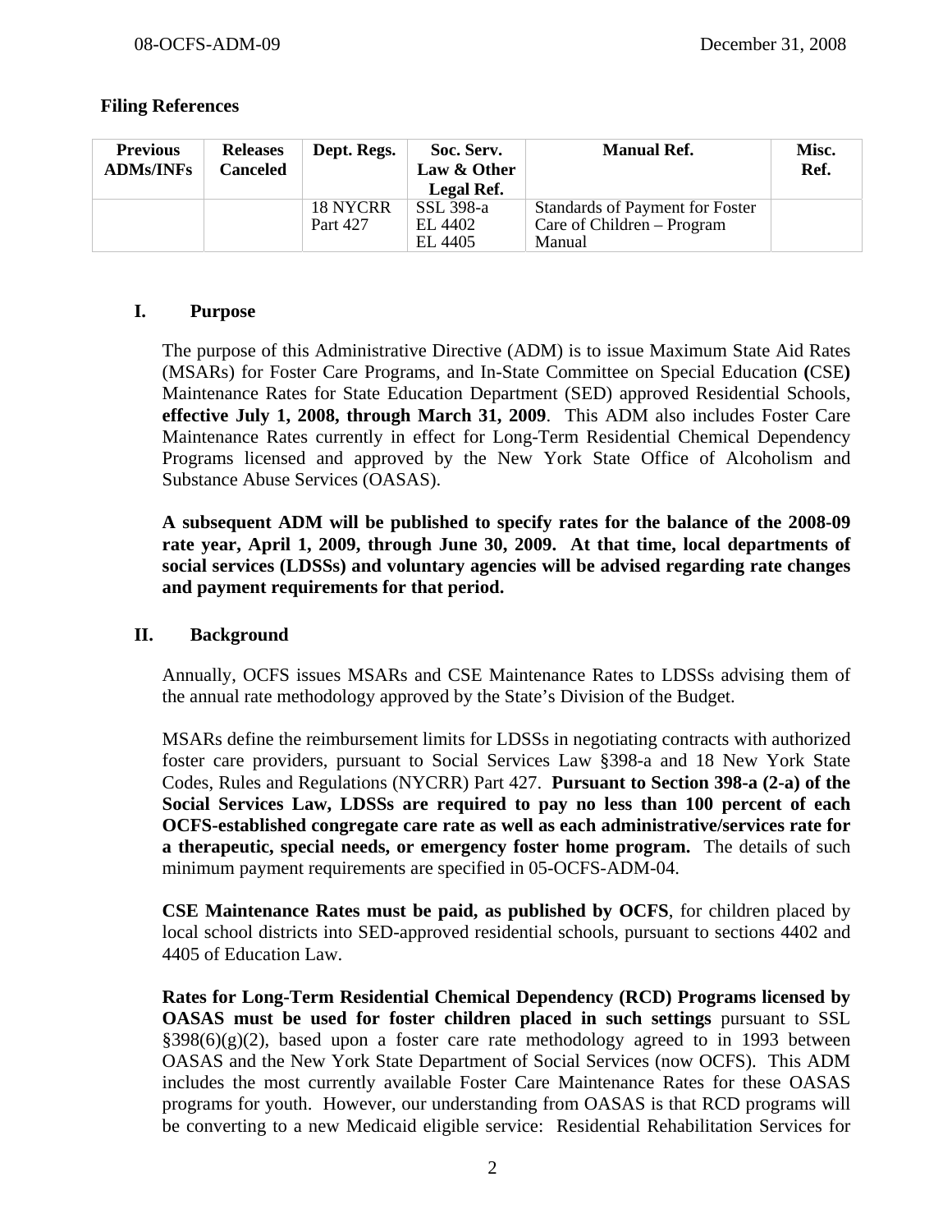**Filing References**

| Previous ADMs/INFs | Releases Canceled | Dept. Regs. | Soc. Serv. Law & Other Legal Ref. | Manual Ref. | Misc. Ref. |
|---|---|---|---|---|---|
| | | 18 NYCRR Part 427 | SSL 398-a<br>EL 4402<br>EL 4405 | Standards of Payment for Foster Care of Children – Program Manual | |

## I. Purpose

The purpose of this Administrative Directive (ADM) is to issue Maximum State Aid Rates (MSARs) for Foster Care Programs, and In-State Committee on Special Education **(**CSE**)** Maintenance Rates for State Education Department (SED) approved Residential Schools, **effective July 1, 2008, through March 31, 2009**. This ADM also includes Foster Care Maintenance Rates currently in effect for Long-Term Residential Chemical Dependency Programs licensed and approved by the New York State Office of Alcoholism and Substance Abuse Services (OASAS).

**A subsequent ADM will be published to specify rates for the balance of the 2008-09 rate year, April 1, 2009, through June 30, 2009. At that time, local departments of social services (LDSSs) and voluntary agencies will be advised regarding rate changes and payment requirements for that period.**

## II. Background

Annually, OCFS issues MSARs and CSE Maintenance Rates to LDSSs advising them of the annual rate methodology approved by the State's Division of the Budget.

MSARs define the reimbursement limits for LDSSs in negotiating contracts with authorized foster care providers, pursuant to Social Services Law §398-a and 18 New York State Codes, Rules and Regulations (NYCRR) Part 427. **Pursuant to Section 398-a (2-a) of the Social Services Law, LDSSs are required to pay no less than 100 percent of each OCFS-established congregate care rate as well as each administrative/services rate for a therapeutic, special needs, or emergency foster home program.** The details of such minimum payment requirements are specified in 05-OCFS-ADM-04.

**CSE Maintenance Rates must be paid, as published by OCFS**, for children placed by local school districts into SED-approved residential schools, pursuant to sections 4402 and 4405 of Education Law.

**Rates for Long-Term Residential Chemical Dependency (RCD) Programs licensed by OASAS must be used for foster children placed in such settings** pursuant to SSL §398(6)(g)(2), based upon a foster care rate methodology agreed to in 1993 between OASAS and the New York State Department of Social Services (now OCFS). This ADM includes the most currently available Foster Care Maintenance Rates for these OASAS programs for youth. However, our understanding from OASAS is that RCD programs will be converting to a new Medicaid eligible service: Residential Rehabilitation Services for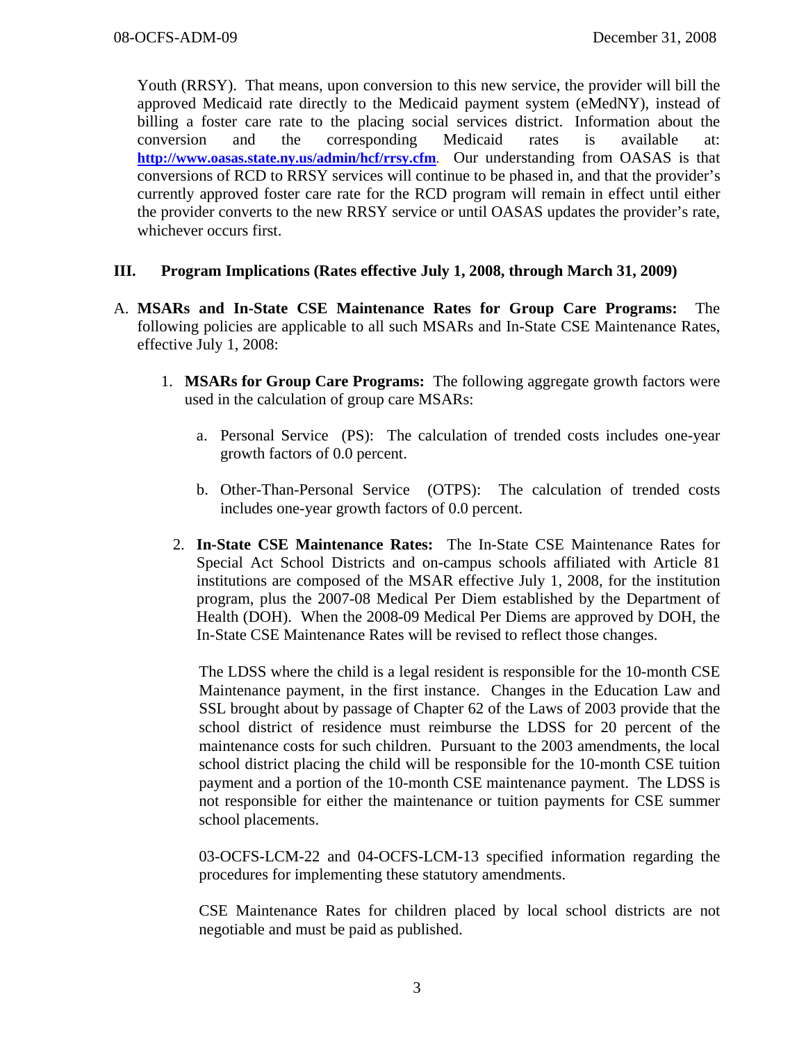Youth (RRSY). That means, upon conversion to this new service, the provider will bill the approved Medicaid rate directly to the Medicaid payment system (eMedNY), instead of billing a foster care rate to the placing social services district. Information about the conversion and the corresponding Medicaid rates is available at: **http://www.oasas.state.ny.us/admin/hcf/rrsy.cfm**. Our understanding from OASAS is that conversions of RCD to RRSY services will continue to be phased in, and that the provider's currently approved foster care rate for the RCD program will remain in effect until either the provider converts to the new RRSY service or until OASAS updates the provider's rate, whichever occurs first.

## III. Program Implications (Rates effective July 1, 2008, through March 31, 2009)

A. **MSARs and In-State CSE Maintenance Rates for Group Care Programs:** The following policies are applicable to all such MSARs and In-State CSE Maintenance Rates, effective July 1, 2008:

1. **MSARs for Group Care Programs:** The following aggregate growth factors were used in the calculation of group care MSARs:

   a. Personal Service (PS): The calculation of trended costs includes one-year growth factors of 0.0 percent.

   b. Other-Than-Personal Service (OTPS): The calculation of trended costs includes one-year growth factors of 0.0 percent.

2. **In-State CSE Maintenance Rates:** The In-State CSE Maintenance Rates for Special Act School Districts and on-campus schools affiliated with Article 81 institutions are composed of the MSAR effective July 1, 2008, for the institution program, plus the 2007-08 Medical Per Diem established by the Department of Health (DOH). When the 2008-09 Medical Per Diems are approved by DOH, the In-State CSE Maintenance Rates will be revised to reflect those changes.

   The LDSS where the child is a legal resident is responsible for the 10-month CSE Maintenance payment, in the first instance. Changes in the Education Law and SSL brought about by passage of Chapter 62 of the Laws of 2003 provide that the school district of residence must reimburse the LDSS for 20 percent of the maintenance costs for such children. Pursuant to the 2003 amendments, the local school district placing the child will be responsible for the 10-month CSE tuition payment and a portion of the 10-month CSE maintenance payment. The LDSS is not responsible for either the maintenance or tuition payments for CSE summer school placements.

   03-OCFS-LCM-22 and 04-OCFS-LCM-13 specified information regarding the procedures for implementing these statutory amendments.

   CSE Maintenance Rates for children placed by local school districts are not negotiable and must be paid as published.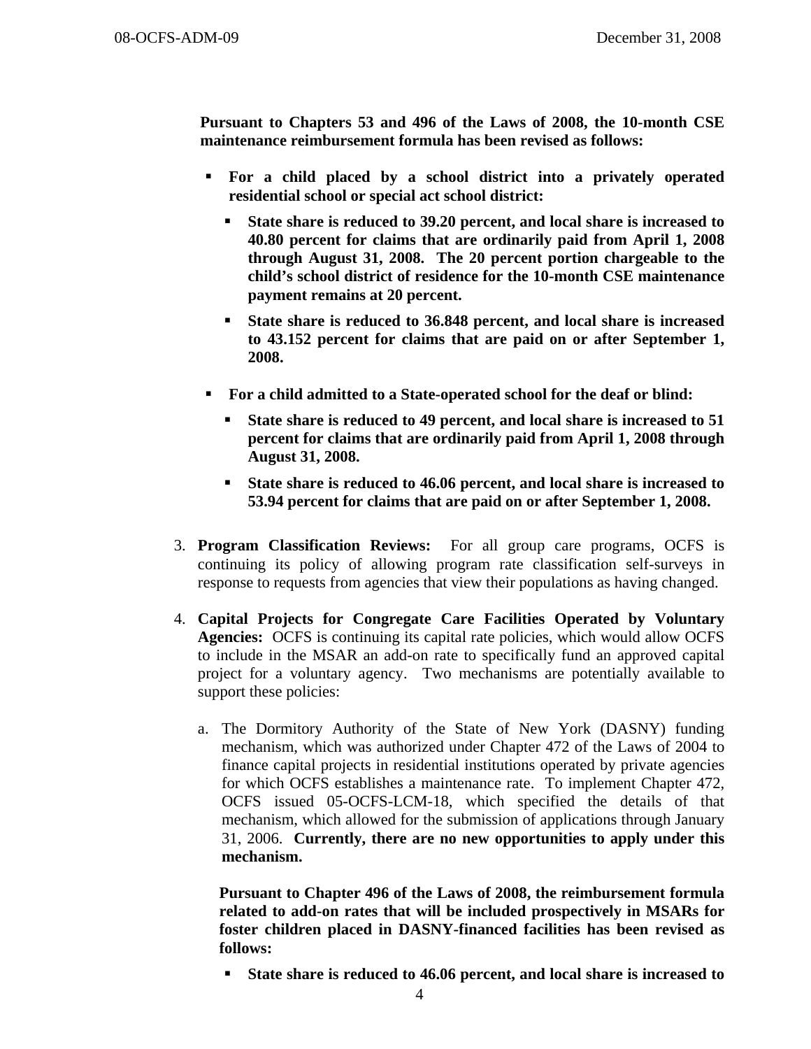**Pursuant to Chapters 53 and 496 of the Laws of 2008, the 10-month CSE maintenance reimbursement formula has been revised as follows:**

- **For a child placed by a school district into a privately operated residential school or special act school district:**
  - **State share is reduced to 39.20 percent, and local share is increased to 40.80 percent for claims that are ordinarily paid from April 1, 2008 through August 31, 2008. The 20 percent portion chargeable to the child's school district of residence for the 10-month CSE maintenance payment remains at 20 percent.**
  - **State share is reduced to 36.848 percent, and local share is increased to 43.152 percent for claims that are paid on or after September 1, 2008.**
- **For a child admitted to a State-operated school for the deaf or blind:**
  - **State share is reduced to 49 percent, and local share is increased to 51 percent for claims that are ordinarily paid from April 1, 2008 through August 31, 2008.**
  - **State share is reduced to 46.06 percent, and local share is increased to 53.94 percent for claims that are paid on or after September 1, 2008.**

3. **Program Classification Reviews:** For all group care programs, OCFS is continuing its policy of allowing program rate classification self-surveys in response to requests from agencies that view their populations as having changed.

4. **Capital Projects for Congregate Care Facilities Operated by Voluntary Agencies:** OCFS is continuing its capital rate policies, which would allow OCFS to include in the MSAR an add-on rate to specifically fund an approved capital project for a voluntary agency. Two mechanisms are potentially available to support these policies:

   a. The Dormitory Authority of the State of New York (DASNY) funding mechanism, which was authorized under Chapter 472 of the Laws of 2004 to finance capital projects in residential institutions operated by private agencies for which OCFS establishes a maintenance rate. To implement Chapter 472, OCFS issued 05-OCFS-LCM-18, which specified the details of that mechanism, which allowed for the submission of applications through January 31, 2006. **Currently, there are no new opportunities to apply under this mechanism.**

      **Pursuant to Chapter 496 of the Laws of 2008, the reimbursement formula related to add-on rates that will be included prospectively in MSARs for foster children placed in DASNY-financed facilities has been revised as follows:**

      - **State share is reduced to 46.06 percent, and local share is increased to**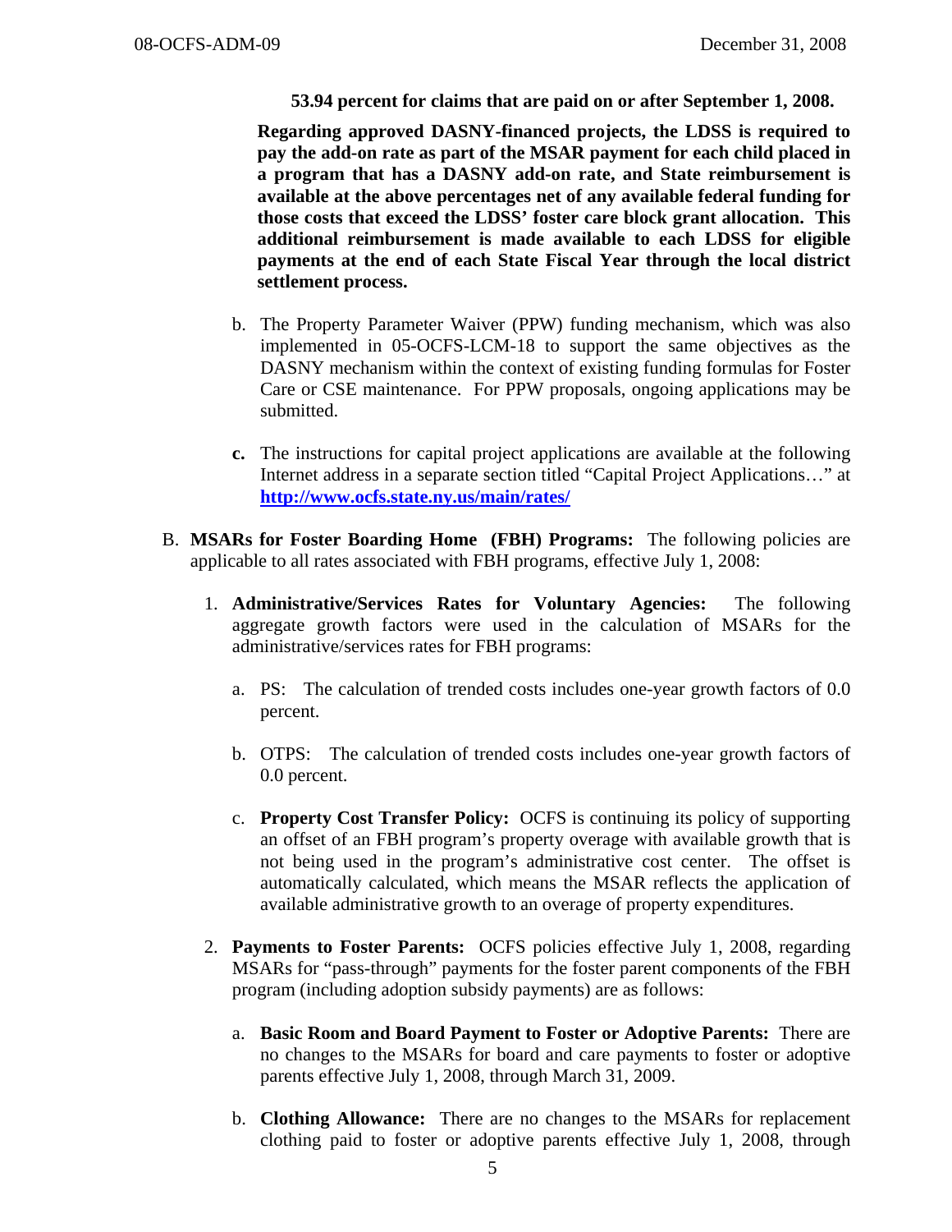**53.94 percent for claims that are paid on or after September 1, 2008.**

**Regarding approved DASNY-financed projects, the LDSS is required to pay the add-on rate as part of the MSAR payment for each child placed in a program that has a DASNY add-on rate, and State reimbursement is available at the above percentages net of any available federal funding for those costs that exceed the LDSS' foster care block grant allocation. This additional reimbursement is made available to each LDSS for eligible payments at the end of each State Fiscal Year through the local district settlement process.**

b. The Property Parameter Waiver (PPW) funding mechanism, which was also implemented in 05-OCFS-LCM-18 to support the same objectives as the DASNY mechanism within the context of existing funding formulas for Foster Care or CSE maintenance. For PPW proposals, ongoing applications may be submitted.

**c.** The instructions for capital project applications are available at the following Internet address in a separate section titled "Capital Project Applications…" at **http://www.ocfs.state.ny.us/main/rates/**

B. **MSARs for Foster Boarding Home (FBH) Programs:** The following policies are applicable to all rates associated with FBH programs, effective July 1, 2008:

1. **Administrative/Services Rates for Voluntary Agencies:** The following aggregate growth factors were used in the calculation of MSARs for the administrative/services rates for FBH programs:

   a. PS: The calculation of trended costs includes one-year growth factors of 0.0 percent.

   b. OTPS: The calculation of trended costs includes one-year growth factors of 0.0 percent.

   c. **Property Cost Transfer Policy:** OCFS is continuing its policy of supporting an offset of an FBH program's property overage with available growth that is not being used in the program's administrative cost center. The offset is automatically calculated, which means the MSAR reflects the application of available administrative growth to an overage of property expenditures.

2. **Payments to Foster Parents:** OCFS policies effective July 1, 2008, regarding MSARs for "pass-through" payments for the foster parent components of the FBH program (including adoption subsidy payments) are as follows:

   a. **Basic Room and Board Payment to Foster or Adoptive Parents:** There are no changes to the MSARs for board and care payments to foster or adoptive parents effective July 1, 2008, through March 31, 2009.

   b. **Clothing Allowance:** There are no changes to the MSARs for replacement clothing paid to foster or adoptive parents effective July 1, 2008, through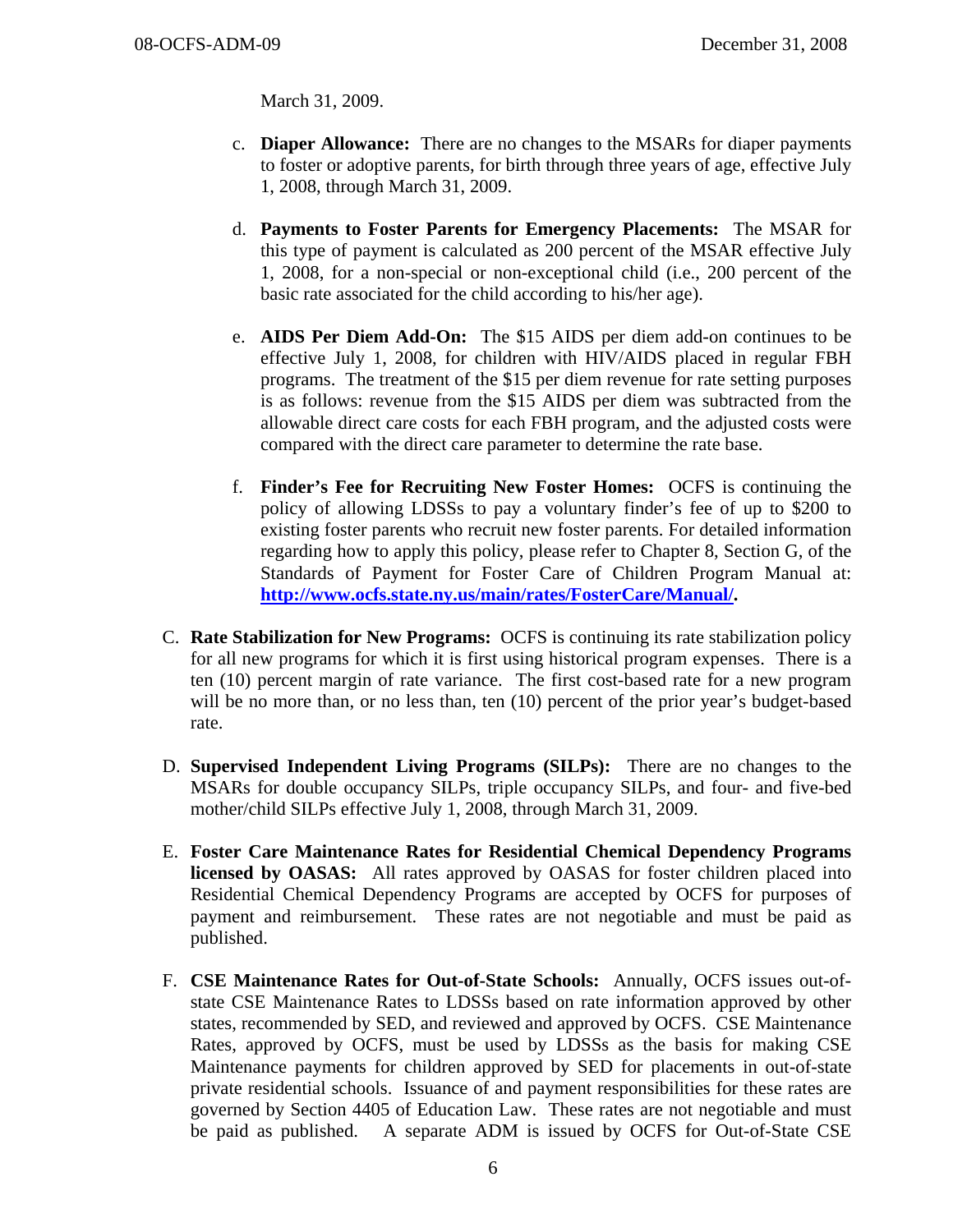March 31, 2009.

c. **Diaper Allowance:** There are no changes to the MSARs for diaper payments to foster or adoptive parents, for birth through three years of age, effective July 1, 2008, through March 31, 2009.

d. **Payments to Foster Parents for Emergency Placements:** The MSAR for this type of payment is calculated as 200 percent of the MSAR effective July 1, 2008, for a non-special or non-exceptional child (i.e., 200 percent of the basic rate associated for the child according to his/her age).

e. **AIDS Per Diem Add-On:** The $15 AIDS per diem add-on continues to be effective July 1, 2008, for children with HIV/AIDS placed in regular FBH programs. The treatment of the $15 per diem revenue for rate setting purposes is as follows: revenue from the $15 AIDS per diem was subtracted from the allowable direct care costs for each FBH program, and the adjusted costs were compared with the direct care parameter to determine the rate base.

f. **Finder's Fee for Recruiting New Foster Homes:** OCFS is continuing the policy of allowing LDSSs to pay a voluntary finder's fee of up to $200 to existing foster parents who recruit new foster parents. For detailed information regarding how to apply this policy, please refer to Chapter 8, Section G, of the Standards of Payment for Foster Care of Children Program Manual at: **http://www.ocfs.state.ny.us/main/rates/FosterCare/Manual/.**

C. **Rate Stabilization for New Programs:** OCFS is continuing its rate stabilization policy for all new programs for which it is first using historical program expenses. There is a ten (10) percent margin of rate variance. The first cost-based rate for a new program will be no more than, or no less than, ten (10) percent of the prior year's budget-based rate.

D. **Supervised Independent Living Programs (SILPs):** There are no changes to the MSARs for double occupancy SILPs, triple occupancy SILPs, and four- and five-bed mother/child SILPs effective July 1, 2008, through March 31, 2009.

E. **Foster Care Maintenance Rates for Residential Chemical Dependency Programs licensed by OASAS:** All rates approved by OASAS for foster children placed into Residential Chemical Dependency Programs are accepted by OCFS for purposes of payment and reimbursement. These rates are not negotiable and must be paid as published.

F. **CSE Maintenance Rates for Out-of-State Schools:** Annually, OCFS issues out-of-state CSE Maintenance Rates to LDSSs based on rate information approved by other states, recommended by SED, and reviewed and approved by OCFS. CSE Maintenance Rates, approved by OCFS, must be used by LDSSs as the basis for making CSE Maintenance payments for children approved by SED for placements in out-of-state private residential schools. Issuance of and payment responsibilities for these rates are governed by Section 4405 of Education Law. These rates are not negotiable and must be paid as published. A separate ADM is issued by OCFS for Out-of-State CSE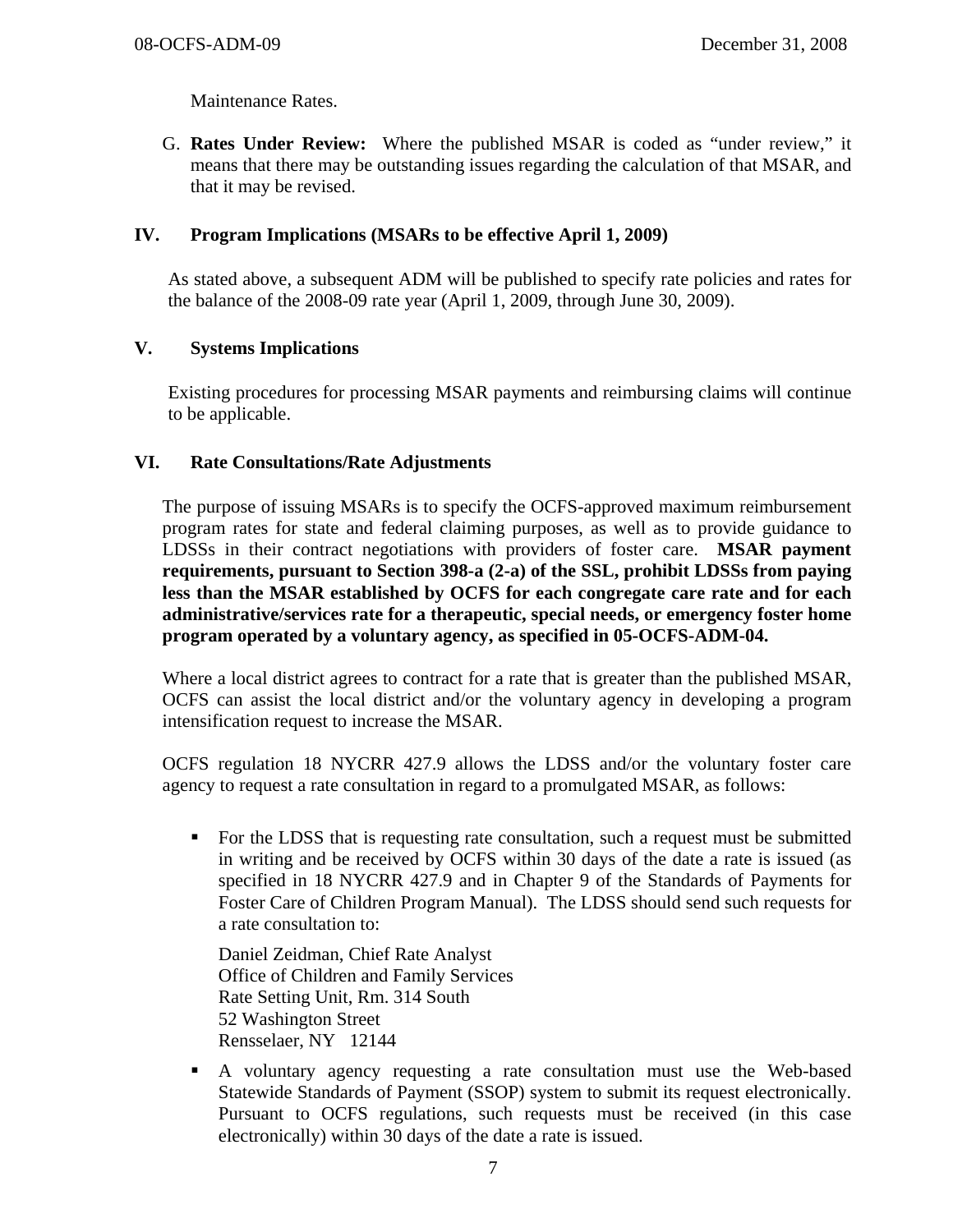Maintenance Rates.

G. **Rates Under Review:** Where the published MSAR is coded as "under review," it means that there may be outstanding issues regarding the calculation of that MSAR, and that it may be revised.

## IV. Program Implications (MSARs to be effective April 1, 2009)

As stated above, a subsequent ADM will be published to specify rate policies and rates for the balance of the 2008-09 rate year (April 1, 2009, through June 30, 2009).

## V. Systems Implications

Existing procedures for processing MSAR payments and reimbursing claims will continue to be applicable.

## VI. Rate Consultations/Rate Adjustments

The purpose of issuing MSARs is to specify the OCFS-approved maximum reimbursement program rates for state and federal claiming purposes, as well as to provide guidance to LDSSs in their contract negotiations with providers of foster care. **MSAR payment requirements, pursuant to Section 398-a (2-a) of the SSL, prohibit LDSSs from paying less than the MSAR established by OCFS for each congregate care rate and for each administrative/services rate for a therapeutic, special needs, or emergency foster home program operated by a voluntary agency, as specified in 05-OCFS-ADM-04.**

Where a local district agrees to contract for a rate that is greater than the published MSAR, OCFS can assist the local district and/or the voluntary agency in developing a program intensification request to increase the MSAR.

OCFS regulation 18 NYCRR 427.9 allows the LDSS and/or the voluntary foster care agency to request a rate consultation in regard to a promulgated MSAR, as follows:

- For the LDSS that is requesting rate consultation, such a request must be submitted in writing and be received by OCFS within 30 days of the date a rate is issued (as specified in 18 NYCRR 427.9 and in Chapter 9 of the Standards of Payments for Foster Care of Children Program Manual). The LDSS should send such requests for a rate consultation to:

  Daniel Zeidman, Chief Rate Analyst
  Office of Children and Family Services
  Rate Setting Unit, Rm. 314 South
  52 Washington Street
  Rensselaer, NY 12144

- A voluntary agency requesting a rate consultation must use the Web-based Statewide Standards of Payment (SSOP) system to submit its request electronically. Pursuant to OCFS regulations, such requests must be received (in this case electronically) within 30 days of the date a rate is issued.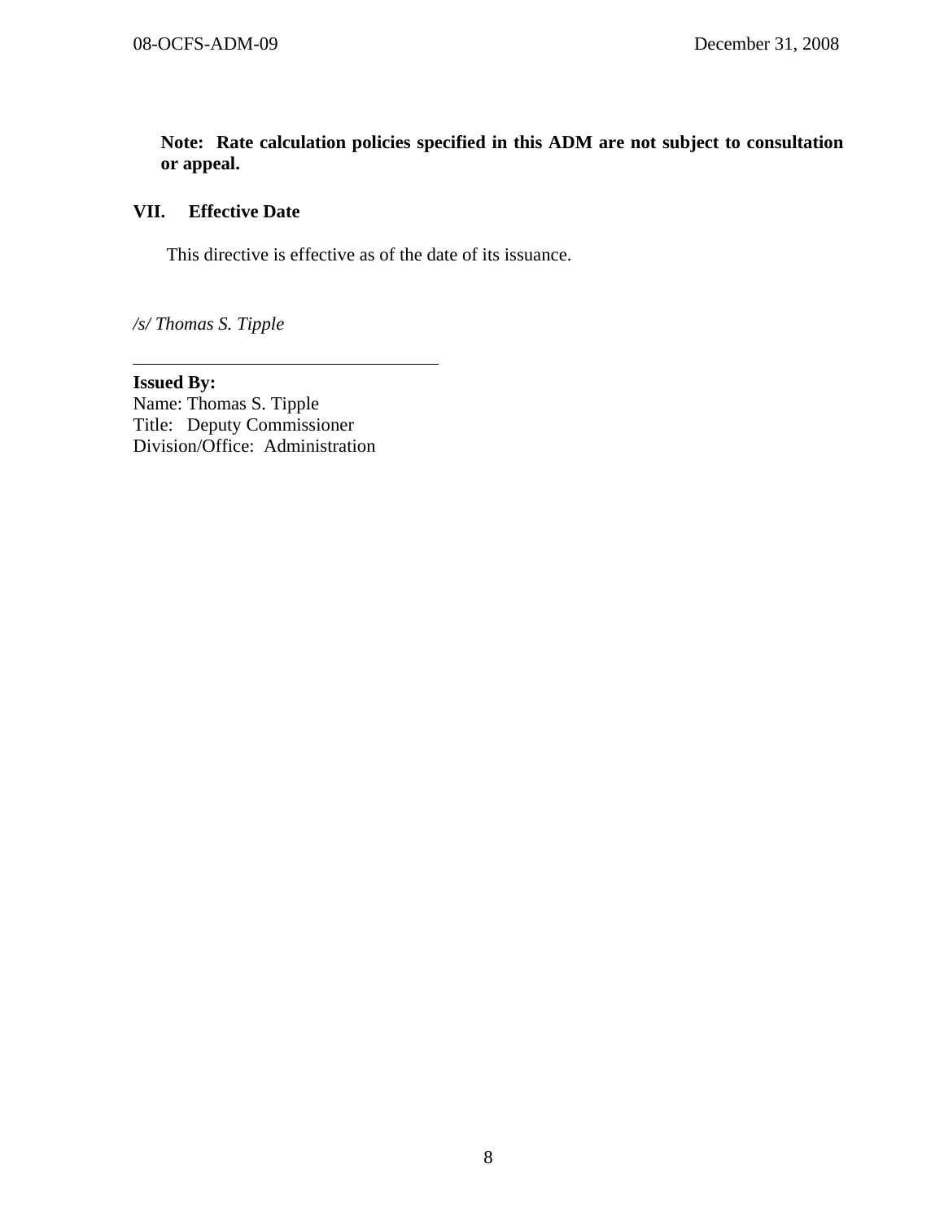**Note: Rate calculation policies specified in this ADM are not subject to consultation or appeal.**

## VII. Effective Date

This directive is effective as of the date of its issuance.

*/s/ Thomas S. Tipple*

---

**Issued By:**
Name: Thomas S. Tipple
Title: Deputy Commissioner
Division/Office: Administration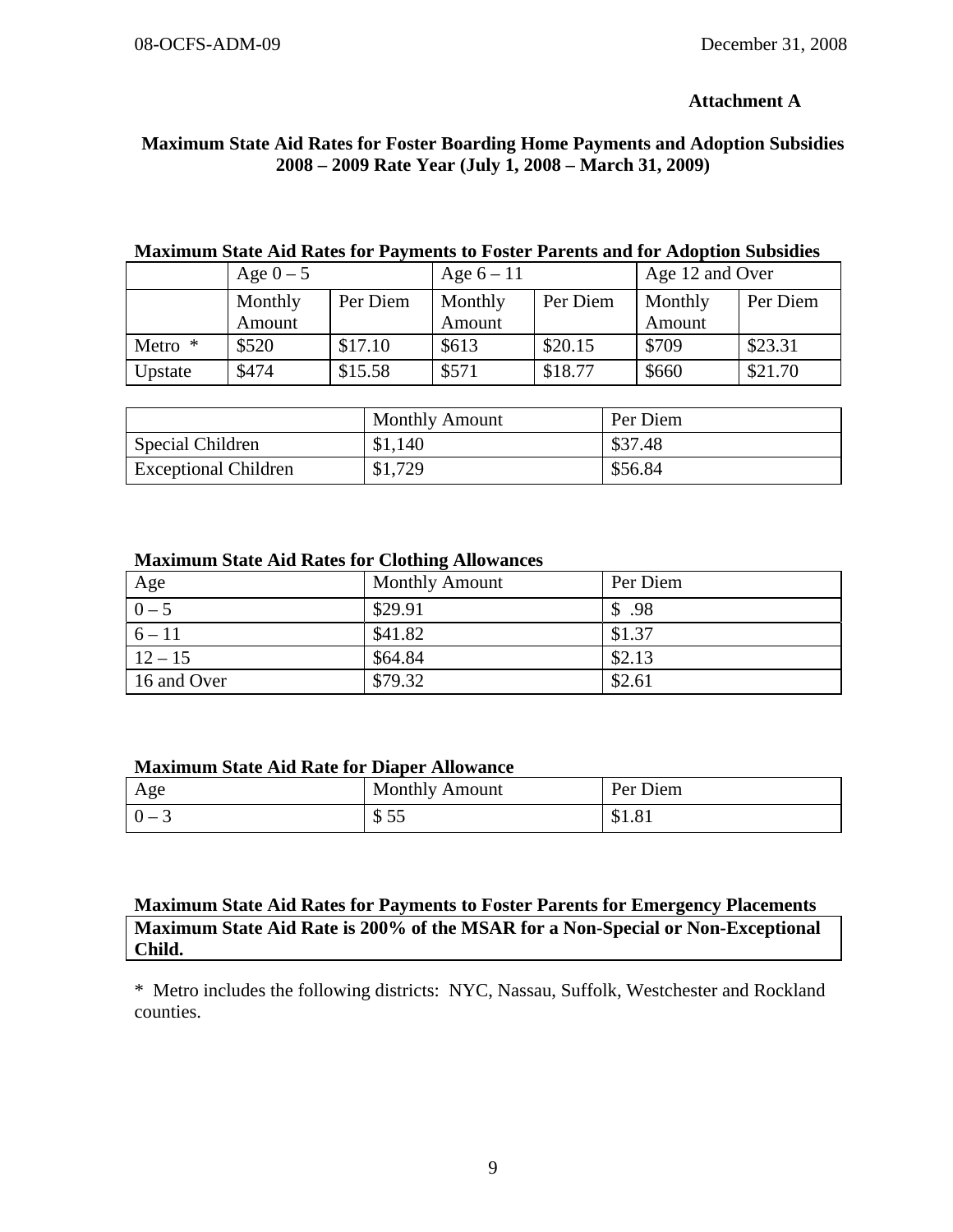**Attachment A**

## Maximum State Aid Rates for Foster Boarding Home Payments and Adoption Subsidies 2008 – 2009 Rate Year (July 1, 2008 – March 31, 2009)

**Maximum State Aid Rates for Payments to Foster Parents and for Adoption Subsidies**

| | Age 0 – 5 | | Age 6 – 11 | | Age 12 and Over | |
|---|---|---|---|---|---|---|
| | Monthly Amount | Per Diem | Monthly Amount | Per Diem | Monthly Amount | Per Diem |
| Metro * | $520 | $17.10 | $613 | $20.15 | $709 | $23.31 |
| Upstate | $474 | $15.58 | $571 | $18.77 | $660 | $21.70 |

| | Monthly Amount | Per Diem |
|---|---|---|
| Special Children | $1,140 | $37.48 |
| Exceptional Children | $1,729 | $56.84 |

**Maximum State Aid Rates for Clothing Allowances**

| Age | Monthly Amount | Per Diem |
|---|---|---|
| 0 – 5 | $29.91 | $ .98 |
| 6 – 11 | $41.82 | $1.37 |
| 12 – 15 | $64.84 | $2.13 |
| 16 and Over | $79.32 | $2.61 |

**Maximum State Aid Rate for Diaper Allowance**

| Age | Monthly Amount | Per Diem |
|---|---|---|
| 0 – 3 | $ 55 | $1.81 |

**Maximum State Aid Rates for Payments to Foster Parents for Emergency Placements**

| Maximum State Aid Rate is 200% of the MSAR for a Non-Special or Non-Exceptional Child. |
|---|

\* Metro includes the following districts: NYC, Nassau, Suffolk, Westchester and Rockland counties.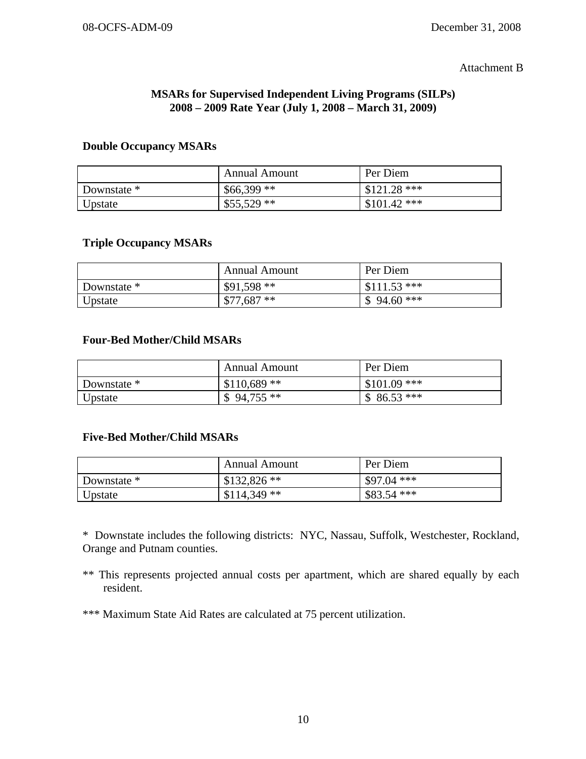Attachment B

## MSARs for Supervised Independent Living Programs (SILPs) 2008 – 2009 Rate Year (July 1, 2008 – March 31, 2009)

### Double Occupancy MSARs

| | Annual Amount | Per Diem |
|---|---|---|
| Downstate * | $66,399 ** | $121.28 *** |
| Upstate | $55,529 ** | $101.42 *** |

### Triple Occupancy MSARs

| | Annual Amount | Per Diem |
|---|---|---|
| Downstate * | $91,598 ** | $111.53 *** |
| Upstate | $77,687 ** | $ 94.60 *** |

### Four-Bed Mother/Child MSARs

| | Annual Amount | Per Diem |
|---|---|---|
| Downstate * | $110,689 ** | $101.09 *** |
| Upstate | $ 94,755 ** | $ 86.53 *** |

### Five-Bed Mother/Child MSARs

| | Annual Amount | Per Diem |
|---|---|---|
| Downstate * | $132,826 ** | $97.04 *** |
| Upstate | $114,349 ** | $83.54 *** |

* Downstate includes the following districts: NYC, Nassau, Suffolk, Westchester, Rockland, Orange and Putnam counties.

** This represents projected annual costs per apartment, which are shared equally by each resident.

*** Maximum State Aid Rates are calculated at 75 percent utilization.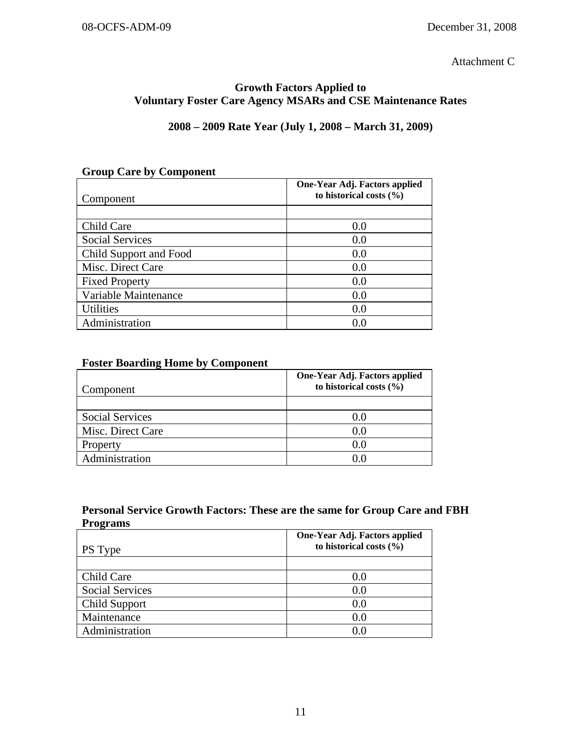Attachment C

## Growth Factors Applied to Voluntary Foster Care Agency MSARs and CSE Maintenance Rates

### 2008 – 2009 Rate Year (July 1, 2008 – March 31, 2009)

**Group Care by Component**

| Component | One-Year Adj. Factors applied to historical costs (%) |
|---|---|
| | |
| Child Care | 0.0 |
| Social Services | 0.0 |
| Child Support and Food | 0.0 |
| Misc. Direct Care | 0.0 |
| Fixed Property | 0.0 |
| Variable Maintenance | 0.0 |
| Utilities | 0.0 |
| Administration | 0.0 |

**Foster Boarding Home by Component**

| Component | One-Year Adj. Factors applied to historical costs (%) |
|---|---|
| | |
| Social Services | 0.0 |
| Misc. Direct Care | 0.0 |
| Property | 0.0 |
| Administration | 0.0 |

**Personal Service Growth Factors: These are the same for Group Care and FBH Programs**

| PS Type | One-Year Adj. Factors applied to historical costs (%) |
|---|---|
| | |
| Child Care | 0.0 |
| Social Services | 0.0 |
| Child Support | 0.0 |
| Maintenance | 0.0 |
| Administration | 0.0 |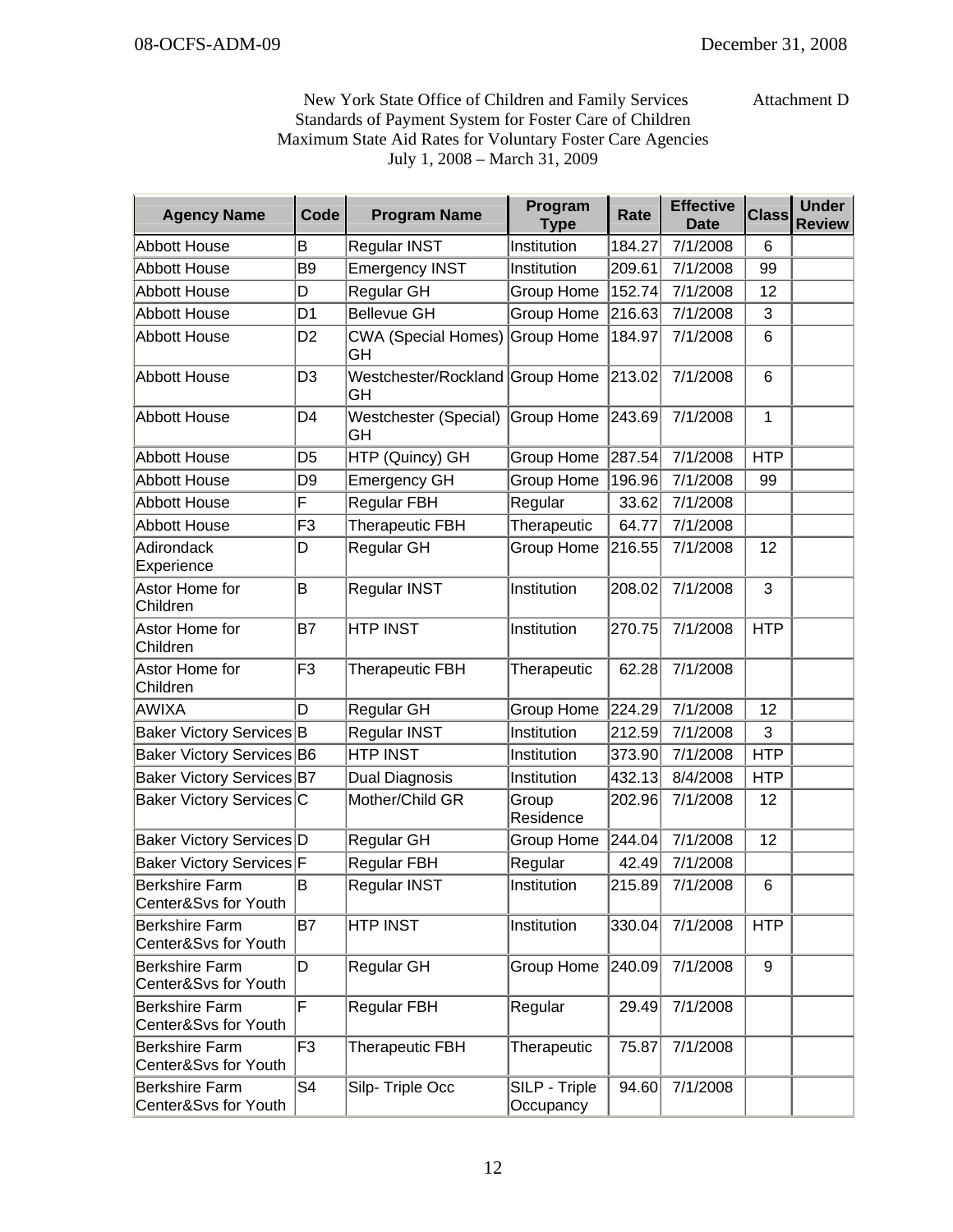New York State Office of Children and Family Services

Attachment D

Standards of Payment System for Foster Care of Children

Maximum State Aid Rates for Voluntary Foster Care Agencies

July 1, 2008 – March 31, 2009

| Agency Name | Code | Program Name | Program Type | Rate | Effective Date | Class | Under Review |
|---|---|---|---|---|---|---|---|
| Abbott House | B | Regular INST | Institution | 184.27 | 7/1/2008 | 6 | |
| Abbott House | B9 | Emergency INST | Institution | 209.61 | 7/1/2008 | 99 | |
| Abbott House | D | Regular GH | Group Home | 152.74 | 7/1/2008 | 12 | |
| Abbott House | D1 | Bellevue GH | Group Home | 216.63 | 7/1/2008 | 3 | |
| Abbott House | D2 | CWA (Special Homes) GH | Group Home | 184.97 | 7/1/2008 | 6 | |
| Abbott House | D3 | Westchester/Rockland GH | Group Home | 213.02 | 7/1/2008 | 6 | |
| Abbott House | D4 | Westchester (Special) GH | Group Home | 243.69 | 7/1/2008 | 1 | |
| Abbott House | D5 | HTP (Quincy) GH | Group Home | 287.54 | 7/1/2008 | HTP | |
| Abbott House | D9 | Emergency GH | Group Home | 196.96 | 7/1/2008 | 99 | |
| Abbott House | F | Regular FBH | Regular | 33.62 | 7/1/2008 | | |
| Abbott House | F3 | Therapeutic FBH | Therapeutic | 64.77 | 7/1/2008 | | |
| Adirondack Experience | D | Regular GH | Group Home | 216.55 | 7/1/2008 | 12 | |
| Astor Home for Children | B | Regular INST | Institution | 208.02 | 7/1/2008 | 3 | |
| Astor Home for Children | B7 | HTP INST | Institution | 270.75 | 7/1/2008 | HTP | |
| Astor Home for Children | F3 | Therapeutic FBH | Therapeutic | 62.28 | 7/1/2008 | | |
| AWIXA | D | Regular GH | Group Home | 224.29 | 7/1/2008 | 12 | |
| Baker Victory Services | B | Regular INST | Institution | 212.59 | 7/1/2008 | 3 | |
| Baker Victory Services | B6 | HTP INST | Institution | 373.90 | 7/1/2008 | HTP | |
| Baker Victory Services | B7 | Dual Diagnosis | Institution | 432.13 | 8/4/2008 | HTP | |
| Baker Victory Services | C | Mother/Child GR | Group Residence | 202.96 | 7/1/2008 | 12 | |
| Baker Victory Services | D | Regular GH | Group Home | 244.04 | 7/1/2008 | 12 | |
| Baker Victory Services | F | Regular FBH | Regular | 42.49 | 7/1/2008 | | |
| Berkshire Farm Center&Svs for Youth | B | Regular INST | Institution | 215.89 | 7/1/2008 | 6 | |
| Berkshire Farm Center&Svs for Youth | B7 | HTP INST | Institution | 330.04 | 7/1/2008 | HTP | |
| Berkshire Farm Center&Svs for Youth | D | Regular GH | Group Home | 240.09 | 7/1/2008 | 9 | |
| Berkshire Farm Center&Svs for Youth | F | Regular FBH | Regular | 29.49 | 7/1/2008 | | |
| Berkshire Farm Center&Svs for Youth | F3 | Therapeutic FBH | Therapeutic | 75.87 | 7/1/2008 | | |
| Berkshire Farm Center&Svs for Youth | S4 | Silp- Triple Occ | SILP - Triple Occupancy | 94.60 | 7/1/2008 | | |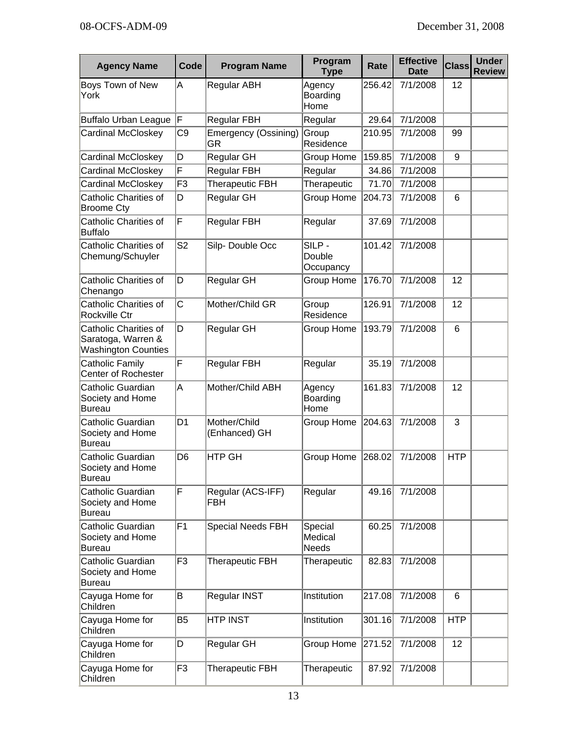| Agency Name | Code | Program Name | Program Type | Rate | Effective Date | Class | Under Review |
|---|---|---|---|---|---|---|---|
| Boys Town of New York | A | Regular ABH | Agency Boarding Home | 256.42 | 7/1/2008 | 12 | |
| Buffalo Urban League | F | Regular FBH | Regular | 29.64 | 7/1/2008 | | |
| Cardinal McCloskey | C9 | Emergency (Ossining) GR | Group Residence | 210.95 | 7/1/2008 | 99 | |
| Cardinal McCloskey | D | Regular GH | Group Home | 159.85 | 7/1/2008 | 9 | |
| Cardinal McCloskey | F | Regular FBH | Regular | 34.86 | 7/1/2008 | | |
| Cardinal McCloskey | F3 | Therapeutic FBH | Therapeutic | 71.70 | 7/1/2008 | | |
| Catholic Charities of Broome Cty | D | Regular GH | Group Home | 204.73 | 7/1/2008 | 6 | |
| Catholic Charities of Buffalo | F | Regular FBH | Regular | 37.69 | 7/1/2008 | | |
| Catholic Charities of Chemung/Schuyler | S2 | Silp- Double Occ | SILP - Double Occupancy | 101.42 | 7/1/2008 | | |
| Catholic Charities of Chenango | D | Regular GH | Group Home | 176.70 | 7/1/2008 | 12 | |
| Catholic Charities of Rockville Ctr | C | Mother/Child GR | Group Residence | 126.91 | 7/1/2008 | 12 | |
| Catholic Charities of Saratoga, Warren & Washington Counties | D | Regular GH | Group Home | 193.79 | 7/1/2008 | 6 | |
| Catholic Family Center of Rochester | F | Regular FBH | Regular | 35.19 | 7/1/2008 | | |
| Catholic Guardian Society and Home Bureau | A | Mother/Child ABH | Agency Boarding Home | 161.83 | 7/1/2008 | 12 | |
| Catholic Guardian Society and Home Bureau | D1 | Mother/Child (Enhanced) GH | Group Home | 204.63 | 7/1/2008 | 3 | |
| Catholic Guardian Society and Home Bureau | D6 | HTP GH | Group Home | 268.02 | 7/1/2008 | HTP | |
| Catholic Guardian Society and Home Bureau | F | Regular (ACS-IFF) FBH | Regular | 49.16 | 7/1/2008 | | |
| Catholic Guardian Society and Home Bureau | F1 | Special Needs FBH | Special Medical Needs | 60.25 | 7/1/2008 | | |
| Catholic Guardian Society and Home Bureau | F3 | Therapeutic FBH | Therapeutic | 82.83 | 7/1/2008 | | |
| Cayuga Home for Children | B | Regular INST | Institution | 217.08 | 7/1/2008 | 6 | |
| Cayuga Home for Children | B5 | HTP INST | Institution | 301.16 | 7/1/2008 | HTP | |
| Cayuga Home for Children | D | Regular GH | Group Home | 271.52 | 7/1/2008 | 12 | |
| Cayuga Home for Children | F3 | Therapeutic FBH | Therapeutic | 87.92 | 7/1/2008 | | |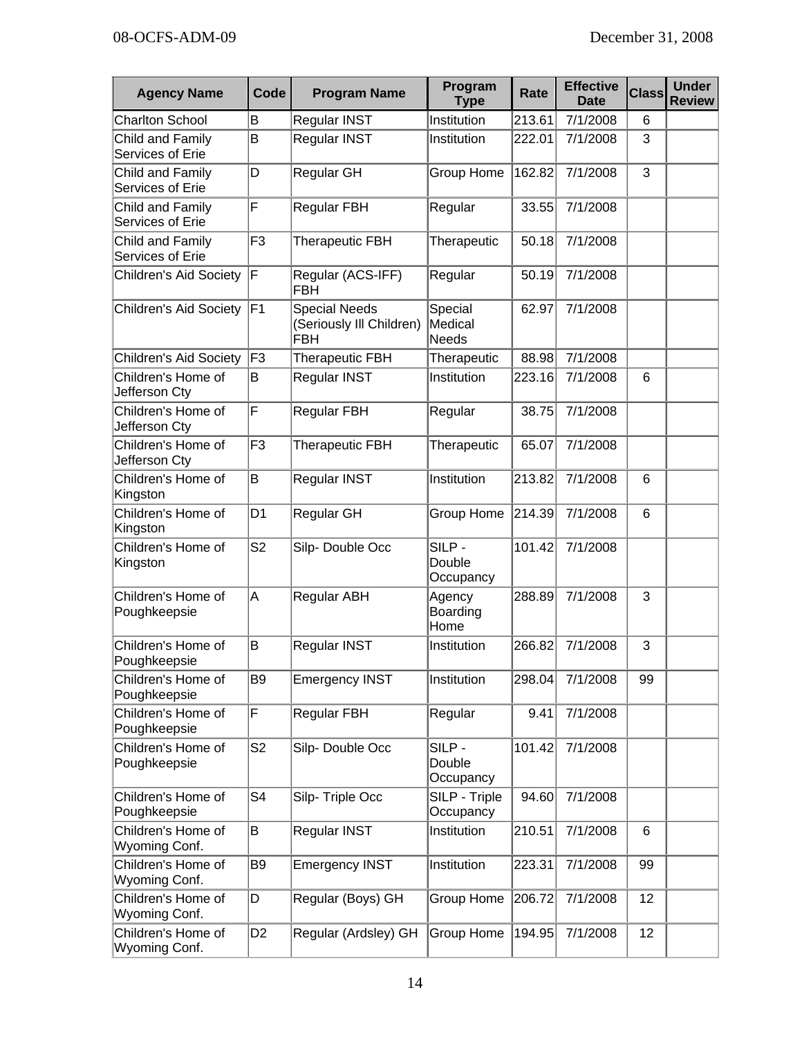| Agency Name | Code | Program Name | Program Type | Rate | Effective Date | Class | Under Review |
|---|---|---|---|---|---|---|---|
| Charlton School | B | Regular INST | Institution | 213.61 | 7/1/2008 | 6 | |
| Child and Family Services of Erie | B | Regular INST | Institution | 222.01 | 7/1/2008 | 3 | |
| Child and Family Services of Erie | D | Regular GH | Group Home | 162.82 | 7/1/2008 | 3 | |
| Child and Family Services of Erie | F | Regular FBH | Regular | 33.55 | 7/1/2008 | | |
| Child and Family Services of Erie | F3 | Therapeutic FBH | Therapeutic | 50.18 | 7/1/2008 | | |
| Children's Aid Society | F | Regular (ACS-IFF) FBH | Regular | 50.19 | 7/1/2008 | | |
| Children's Aid Society | F1 | Special Needs (Seriously Ill Children) FBH | Special Medical Needs | 62.97 | 7/1/2008 | | |
| Children's Aid Society | F3 | Therapeutic FBH | Therapeutic | 88.98 | 7/1/2008 | | |
| Children's Home of Jefferson Cty | B | Regular INST | Institution | 223.16 | 7/1/2008 | 6 | |
| Children's Home of Jefferson Cty | F | Regular FBH | Regular | 38.75 | 7/1/2008 | | |
| Children's Home of Jefferson Cty | F3 | Therapeutic FBH | Therapeutic | 65.07 | 7/1/2008 | | |
| Children's Home of Kingston | B | Regular INST | Institution | 213.82 | 7/1/2008 | 6 | |
| Children's Home of Kingston | D1 | Regular GH | Group Home | 214.39 | 7/1/2008 | 6 | |
| Children's Home of Kingston | S2 | Silp- Double Occ | SILP - Double Occupancy | 101.42 | 7/1/2008 | | |
| Children's Home of Poughkeepsie | A | Regular ABH | Agency Boarding Home | 288.89 | 7/1/2008 | 3 | |
| Children's Home of Poughkeepsie | B | Regular INST | Institution | 266.82 | 7/1/2008 | 3 | |
| Children's Home of Poughkeepsie | B9 | Emergency INST | Institution | 298.04 | 7/1/2008 | 99 | |
| Children's Home of Poughkeepsie | F | Regular FBH | Regular | 9.41 | 7/1/2008 | | |
| Children's Home of Poughkeepsie | S2 | Silp- Double Occ | SILP - Double Occupancy | 101.42 | 7/1/2008 | | |
| Children's Home of Poughkeepsie | S4 | Silp- Triple Occ | SILP - Triple Occupancy | 94.60 | 7/1/2008 | | |
| Children's Home of Wyoming Conf. | B | Regular INST | Institution | 210.51 | 7/1/2008 | 6 | |
| Children's Home of Wyoming Conf. | B9 | Emergency INST | Institution | 223.31 | 7/1/2008 | 99 | |
| Children's Home of Wyoming Conf. | D | Regular (Boys) GH | Group Home | 206.72 | 7/1/2008 | 12 | |
| Children's Home of Wyoming Conf. | D2 | Regular (Ardsley) GH | Group Home | 194.95 | 7/1/2008 | 12 | |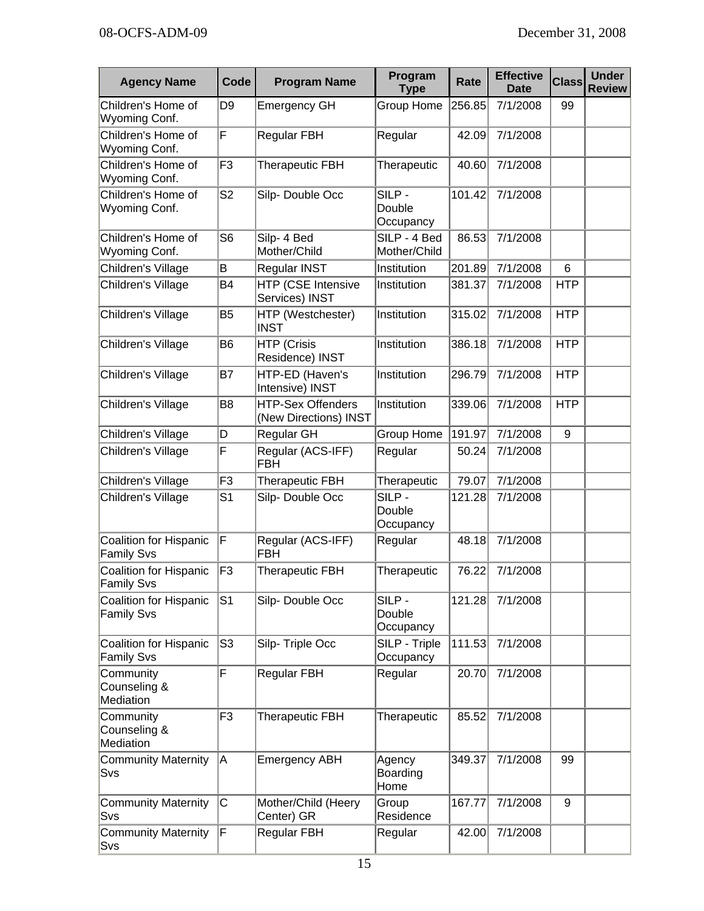| Agency Name | Code | Program Name | Program Type | Rate | Effective Date | Class | Under Review |
|---|---|---|---|---|---|---|---|
| Children's Home of Wyoming Conf. | D9 | Emergency GH | Group Home | 256.85 | 7/1/2008 | 99 | |
| Children's Home of Wyoming Conf. | F | Regular FBH | Regular | 42.09 | 7/1/2008 | | |
| Children's Home of Wyoming Conf. | F3 | Therapeutic FBH | Therapeutic | 40.60 | 7/1/2008 | | |
| Children's Home of Wyoming Conf. | S2 | Silp- Double Occ | SILP - Double Occupancy | 101.42 | 7/1/2008 | | |
| Children's Home of Wyoming Conf. | S6 | Silp- 4 Bed Mother/Child | SILP - 4 Bed Mother/Child | 86.53 | 7/1/2008 | | |
| Children's Village | B | Regular INST | Institution | 201.89 | 7/1/2008 | 6 | |
| Children's Village | B4 | HTP (CSE Intensive Services) INST | Institution | 381.37 | 7/1/2008 | HTP | |
| Children's Village | B5 | HTP (Westchester) INST | Institution | 315.02 | 7/1/2008 | HTP | |
| Children's Village | B6 | HTP (Crisis Residence) INST | Institution | 386.18 | 7/1/2008 | HTP | |
| Children's Village | B7 | HTP-ED (Haven's Intensive) INST | Institution | 296.79 | 7/1/2008 | HTP | |
| Children's Village | B8 | HTP-Sex Offenders (New Directions) INST | Institution | 339.06 | 7/1/2008 | HTP | |
| Children's Village | D | Regular GH | Group Home | 191.97 | 7/1/2008 | 9 | |
| Children's Village | F | Regular (ACS-IFF) FBH | Regular | 50.24 | 7/1/2008 | | |
| Children's Village | F3 | Therapeutic FBH | Therapeutic | 79.07 | 7/1/2008 | | |
| Children's Village | S1 | Silp- Double Occ | SILP - Double Occupancy | 121.28 | 7/1/2008 | | |
| Coalition for Hispanic Family Svs | F | Regular (ACS-IFF) FBH | Regular | 48.18 | 7/1/2008 | | |
| Coalition for Hispanic Family Svs | F3 | Therapeutic FBH | Therapeutic | 76.22 | 7/1/2008 | | |
| Coalition for Hispanic Family Svs | S1 | Silp- Double Occ | SILP - Double Occupancy | 121.28 | 7/1/2008 | | |
| Coalition for Hispanic Family Svs | S3 | Silp- Triple Occ | SILP - Triple Occupancy | 111.53 | 7/1/2008 | | |
| Community Counseling & Mediation | F | Regular FBH | Regular | 20.70 | 7/1/2008 | | |
| Community Counseling & Mediation | F3 | Therapeutic FBH | Therapeutic | 85.52 | 7/1/2008 | | |
| Community Maternity Svs | A | Emergency ABH | Agency Boarding Home | 349.37 | 7/1/2008 | 99 | |
| Community Maternity Svs | C | Mother/Child (Heery Center) GR | Group Residence | 167.77 | 7/1/2008 | 9 | |
| Community Maternity Svs | F | Regular FBH | Regular | 42.00 | 7/1/2008 | | |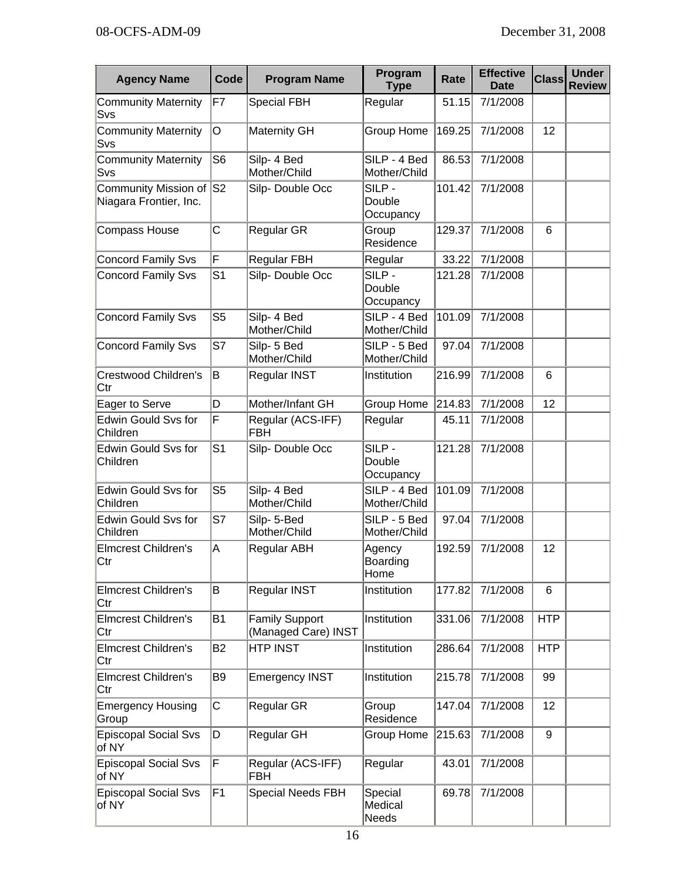| Agency Name | Code | Program Name | Program Type | Rate | Effective Date | Class | Under Review |
|---|---|---|---|---|---|---|---|
| Community Maternity Svs | F7 | Special FBH | Regular | 51.15 | 7/1/2008 | | |
| Community Maternity Svs | O | Maternity GH | Group Home | 169.25 | 7/1/2008 | 12 | |
| Community Maternity Svs | S6 | Silp- 4 Bed Mother/Child | SILP - 4 Bed Mother/Child | 86.53 | 7/1/2008 | | |
| Community Mission of Niagara Frontier, Inc. | S2 | Silp- Double Occ | SILP - Double Occupancy | 101.42 | 7/1/2008 | | |
| Compass House | C | Regular GR | Group Residence | 129.37 | 7/1/2008 | 6 | |
| Concord Family Svs | F | Regular FBH | Regular | 33.22 | 7/1/2008 | | |
| Concord Family Svs | S1 | Silp- Double Occ | SILP - Double Occupancy | 121.28 | 7/1/2008 | | |
| Concord Family Svs | S5 | Silp- 4 Bed Mother/Child | SILP - 4 Bed Mother/Child | 101.09 | 7/1/2008 | | |
| Concord Family Svs | S7 | Silp- 5 Bed Mother/Child | SILP - 5 Bed Mother/Child | 97.04 | 7/1/2008 | | |
| Crestwood Children's Ctr | B | Regular INST | Institution | 216.99 | 7/1/2008 | 6 | |
| Eager to Serve | D | Mother/Infant GH | Group Home | 214.83 | 7/1/2008 | 12 | |
| Edwin Gould Svs for Children | F | Regular (ACS-IFF) FBH | Regular | 45.11 | 7/1/2008 | | |
| Edwin Gould Svs for Children | S1 | Silp- Double Occ | SILP - Double Occupancy | 121.28 | 7/1/2008 | | |
| Edwin Gould Svs for Children | S5 | Silp- 4 Bed Mother/Child | SILP - 4 Bed Mother/Child | 101.09 | 7/1/2008 | | |
| Edwin Gould Svs for Children | S7 | Silp- 5-Bed Mother/Child | SILP - 5 Bed Mother/Child | 97.04 | 7/1/2008 | | |
| Elmcrest Children's Ctr | A | Regular ABH | Agency Boarding Home | 192.59 | 7/1/2008 | 12 | |
| Elmcrest Children's Ctr | B | Regular INST | Institution | 177.82 | 7/1/2008 | 6 | |
| Elmcrest Children's Ctr | B1 | Family Support (Managed Care) INST | Institution | 331.06 | 7/1/2008 | HTP | |
| Elmcrest Children's Ctr | B2 | HTP INST | Institution | 286.64 | 7/1/2008 | HTP | |
| Elmcrest Children's Ctr | B9 | Emergency INST | Institution | 215.78 | 7/1/2008 | 99 | |
| Emergency Housing Group | C | Regular GR | Group Residence | 147.04 | 7/1/2008 | 12 | |
| Episcopal Social Svs of NY | D | Regular GH | Group Home | 215.63 | 7/1/2008 | 9 | |
| Episcopal Social Svs of NY | F | Regular (ACS-IFF) FBH | Regular | 43.01 | 7/1/2008 | | |
| Episcopal Social Svs of NY | F1 | Special Needs FBH | Special Medical Needs | 69.78 | 7/1/2008 | | |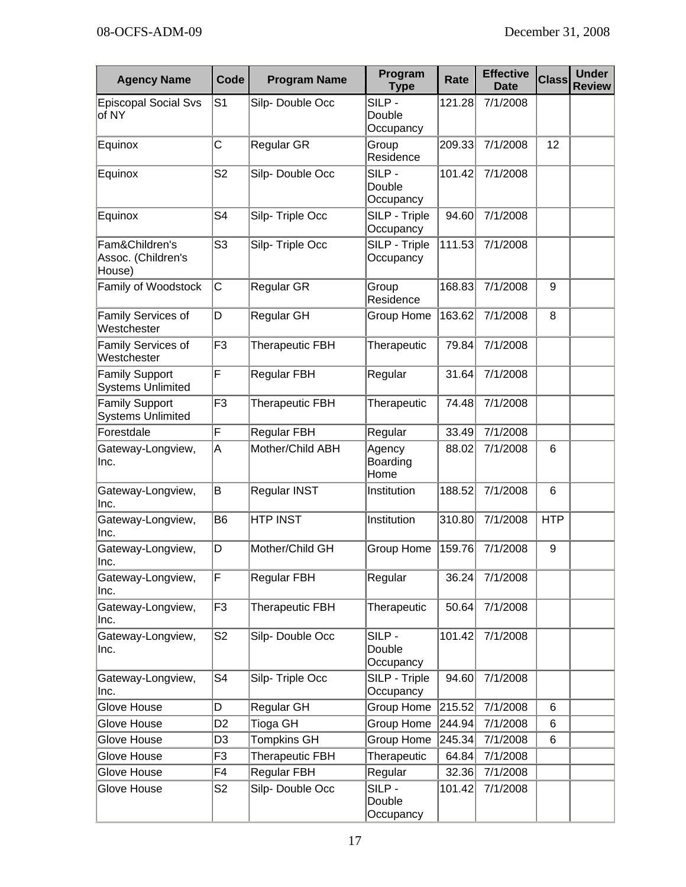| Agency Name | Code | Program Name | Program Type | Rate | Effective Date | Class | Under Review |
|---|---|---|---|---|---|---|---|
| Episcopal Social Svs of NY | S1 | Silp- Double Occ | SILP - Double Occupancy | 121.28 | 7/1/2008 | | |
| Equinox | C | Regular GR | Group Residence | 209.33 | 7/1/2008 | 12 | |
| Equinox | S2 | Silp- Double Occ | SILP - Double Occupancy | 101.42 | 7/1/2008 | | |
| Equinox | S4 | Silp- Triple Occ | SILP - Triple Occupancy | 94.60 | 7/1/2008 | | |
| Fam&Children's Assoc. (Children's House) | S3 | Silp- Triple Occ | SILP - Triple Occupancy | 111.53 | 7/1/2008 | | |
| Family of Woodstock | C | Regular GR | Group Residence | 168.83 | 7/1/2008 | 9 | |
| Family Services of Westchester | D | Regular GH | Group Home | 163.62 | 7/1/2008 | 8 | |
| Family Services of Westchester | F3 | Therapeutic FBH | Therapeutic | 79.84 | 7/1/2008 | | |
| Family Support Systems Unlimited | F | Regular FBH | Regular | 31.64 | 7/1/2008 | | |
| Family Support Systems Unlimited | F3 | Therapeutic FBH | Therapeutic | 74.48 | 7/1/2008 | | |
| Forestdale | F | Regular FBH | Regular | 33.49 | 7/1/2008 | | |
| Gateway-Longview, Inc. | A | Mother/Child ABH | Agency Boarding Home | 88.02 | 7/1/2008 | 6 | |
| Gateway-Longview, Inc. | B | Regular INST | Institution | 188.52 | 7/1/2008 | 6 | |
| Gateway-Longview, Inc. | B6 | HTP INST | Institution | 310.80 | 7/1/2008 | HTP | |
| Gateway-Longview, Inc. | D | Mother/Child GH | Group Home | 159.76 | 7/1/2008 | 9 | |
| Gateway-Longview, Inc. | F | Regular FBH | Regular | 36.24 | 7/1/2008 | | |
| Gateway-Longview, Inc. | F3 | Therapeutic FBH | Therapeutic | 50.64 | 7/1/2008 | | |
| Gateway-Longview, Inc. | S2 | Silp- Double Occ | SILP - Double Occupancy | 101.42 | 7/1/2008 | | |
| Gateway-Longview, Inc. | S4 | Silp- Triple Occ | SILP - Triple Occupancy | 94.60 | 7/1/2008 | | |
| Glove House | D | Regular GH | Group Home | 215.52 | 7/1/2008 | 6 | |
| Glove House | D2 | Tioga GH | Group Home | 244.94 | 7/1/2008 | 6 | |
| Glove House | D3 | Tompkins GH | Group Home | 245.34 | 7/1/2008 | 6 | |
| Glove House | F3 | Therapeutic FBH | Therapeutic | 64.84 | 7/1/2008 | | |
| Glove House | F4 | Regular FBH | Regular | 32.36 | 7/1/2008 | | |
| Glove House | S2 | Silp- Double Occ | SILP - Double Occupancy | 101.42 | 7/1/2008 | | |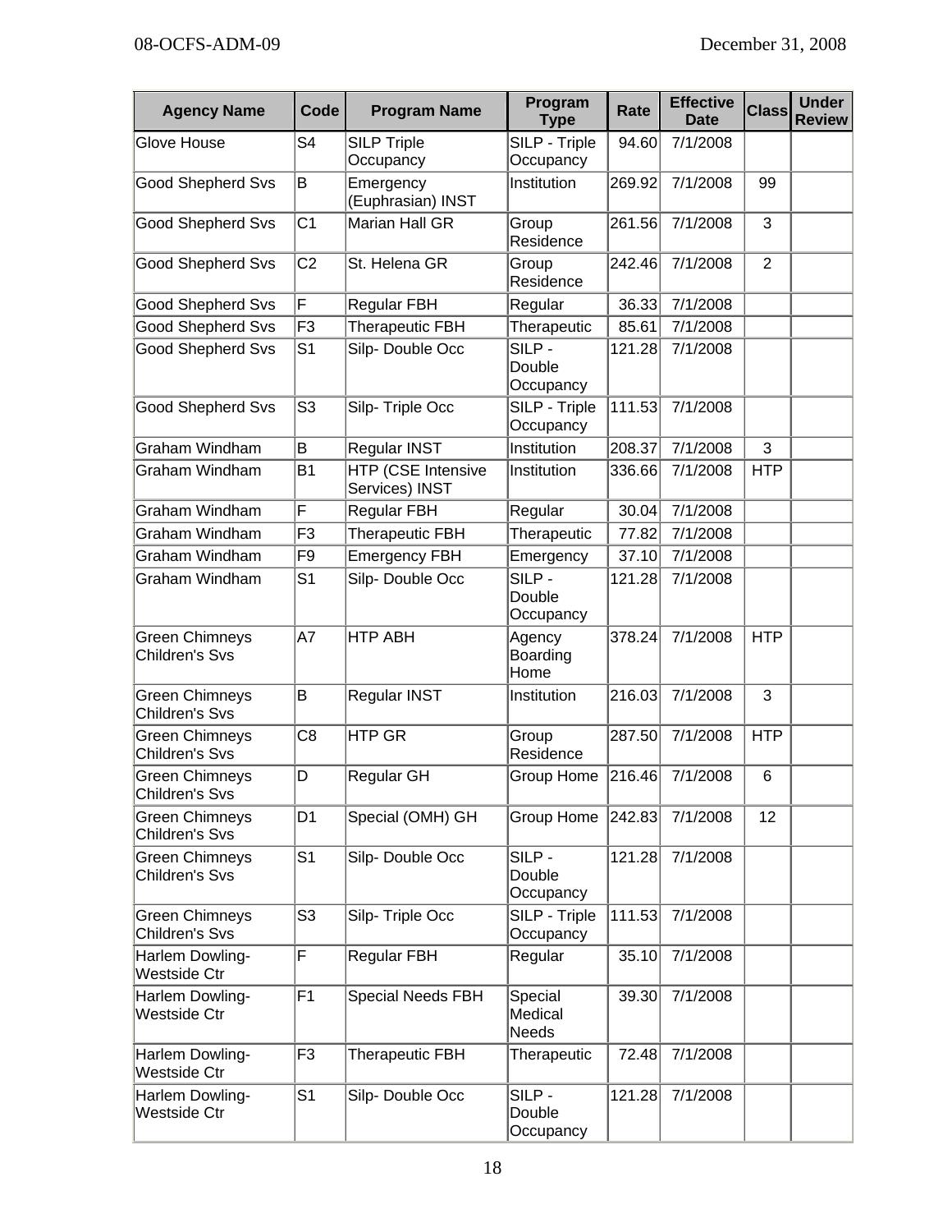| Agency Name | Code | Program Name | Program Type | Rate | Effective Date | Class | Under Review |
|---|---|---|---|---|---|---|---|
| Glove House | S4 | SILP Triple Occupancy | SILP - Triple Occupancy | 94.60 | 7/1/2008 | | |
| Good Shepherd Svs | B | Emergency (Euphrasian) INST | Institution | 269.92 | 7/1/2008 | 99 | |
| Good Shepherd Svs | C1 | Marian Hall GR | Group Residence | 261.56 | 7/1/2008 | 3 | |
| Good Shepherd Svs | C2 | St. Helena GR | Group Residence | 242.46 | 7/1/2008 | 2 | |
| Good Shepherd Svs | F | Regular FBH | Regular | 36.33 | 7/1/2008 | | |
| Good Shepherd Svs | F3 | Therapeutic FBH | Therapeutic | 85.61 | 7/1/2008 | | |
| Good Shepherd Svs | S1 | Silp- Double Occ | SILP - Double Occupancy | 121.28 | 7/1/2008 | | |
| Good Shepherd Svs | S3 | Silp- Triple Occ | SILP - Triple Occupancy | 111.53 | 7/1/2008 | | |
| Graham Windham | B | Regular INST | Institution | 208.37 | 7/1/2008 | 3 | |
| Graham Windham | B1 | HTP (CSE Intensive Services) INST | Institution | 336.66 | 7/1/2008 | HTP | |
| Graham Windham | F | Regular FBH | Regular | 30.04 | 7/1/2008 | | |
| Graham Windham | F3 | Therapeutic FBH | Therapeutic | 77.82 | 7/1/2008 | | |
| Graham Windham | F9 | Emergency FBH | Emergency | 37.10 | 7/1/2008 | | |
| Graham Windham | S1 | Silp- Double Occ | SILP - Double Occupancy | 121.28 | 7/1/2008 | | |
| Green Chimneys Children's Svs | A7 | HTP ABH | Agency Boarding Home | 378.24 | 7/1/2008 | HTP | |
| Green Chimneys Children's Svs | B | Regular INST | Institution | 216.03 | 7/1/2008 | 3 | |
| Green Chimneys Children's Svs | C8 | HTP GR | Group Residence | 287.50 | 7/1/2008 | HTP | |
| Green Chimneys Children's Svs | D | Regular GH | Group Home | 216.46 | 7/1/2008 | 6 | |
| Green Chimneys Children's Svs | D1 | Special (OMH) GH | Group Home | 242.83 | 7/1/2008 | 12 | |
| Green Chimneys Children's Svs | S1 | Silp- Double Occ | SILP - Double Occupancy | 121.28 | 7/1/2008 | | |
| Green Chimneys Children's Svs | S3 | Silp- Triple Occ | SILP - Triple Occupancy | 111.53 | 7/1/2008 | | |
| Harlem Dowling-Westside Ctr | F | Regular FBH | Regular | 35.10 | 7/1/2008 | | |
| Harlem Dowling-Westside Ctr | F1 | Special Needs FBH | Special Medical Needs | 39.30 | 7/1/2008 | | |
| Harlem Dowling-Westside Ctr | F3 | Therapeutic FBH | Therapeutic | 72.48 | 7/1/2008 | | |
| Harlem Dowling-Westside Ctr | S1 | Silp- Double Occ | SILP - Double Occupancy | 121.28 | 7/1/2008 | | |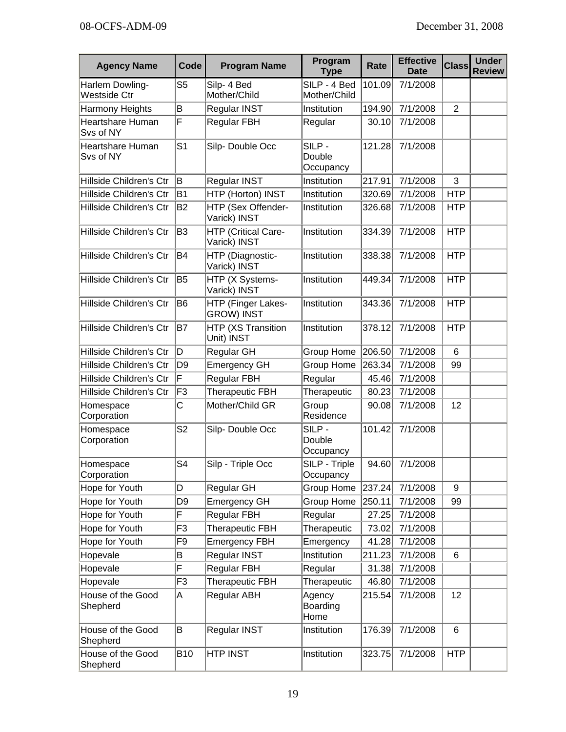| Agency Name | Code | Program Name | Program Type | Rate | Effective Date | Class | Under Review |
|---|---|---|---|---|---|---|---|
| Harlem Dowling-Westside Ctr | S5 | Silp- 4 Bed Mother/Child | SILP - 4 Bed Mother/Child | 101.09 | 7/1/2008 | | |
| Harmony Heights | B | Regular INST | Institution | 194.90 | 7/1/2008 | 2 | |
| Heartshare Human Svs of NY | F | Regular FBH | Regular | 30.10 | 7/1/2008 | | |
| Heartshare Human Svs of NY | S1 | Silp- Double Occ | SILP - Double Occupancy | 121.28 | 7/1/2008 | | |
| Hillside Children's Ctr | B | Regular INST | Institution | 217.91 | 7/1/2008 | 3 | |
| Hillside Children's Ctr | B1 | HTP (Horton) INST | Institution | 320.69 | 7/1/2008 | HTP | |
| Hillside Children's Ctr | B2 | HTP (Sex Offender-Varick) INST | Institution | 326.68 | 7/1/2008 | HTP | |
| Hillside Children's Ctr | B3 | HTP (Critical Care-Varick) INST | Institution | 334.39 | 7/1/2008 | HTP | |
| Hillside Children's Ctr | B4 | HTP (Diagnostic-Varick) INST | Institution | 338.38 | 7/1/2008 | HTP | |
| Hillside Children's Ctr | B5 | HTP (X Systems-Varick) INST | Institution | 449.34 | 7/1/2008 | HTP | |
| Hillside Children's Ctr | B6 | HTP (Finger Lakes-GROW) INST | Institution | 343.36 | 7/1/2008 | HTP | |
| Hillside Children's Ctr | B7 | HTP (XS Transition Unit) INST | Institution | 378.12 | 7/1/2008 | HTP | |
| Hillside Children's Ctr | D | Regular GH | Group Home | 206.50 | 7/1/2008 | 6 | |
| Hillside Children's Ctr | D9 | Emergency GH | Group Home | 263.34 | 7/1/2008 | 99 | |
| Hillside Children's Ctr | F | Regular FBH | Regular | 45.46 | 7/1/2008 | | |
| Hillside Children's Ctr | F3 | Therapeutic FBH | Therapeutic | 80.23 | 7/1/2008 | | |
| Homespace Corporation | C | Mother/Child GR | Group Residence | 90.08 | 7/1/2008 | 12 | |
| Homespace Corporation | S2 | Silp- Double Occ | SILP - Double Occupancy | 101.42 | 7/1/2008 | | |
| Homespace Corporation | S4 | Silp - Triple Occ | SILP - Triple Occupancy | 94.60 | 7/1/2008 | | |
| Hope for Youth | D | Regular GH | Group Home | 237.24 | 7/1/2008 | 9 | |
| Hope for Youth | D9 | Emergency GH | Group Home | 250.11 | 7/1/2008 | 99 | |
| Hope for Youth | F | Regular FBH | Regular | 27.25 | 7/1/2008 | | |
| Hope for Youth | F3 | Therapeutic FBH | Therapeutic | 73.02 | 7/1/2008 | | |
| Hope for Youth | F9 | Emergency FBH | Emergency | 41.28 | 7/1/2008 | | |
| Hopevale | B | Regular INST | Institution | 211.23 | 7/1/2008 | 6 | |
| Hopevale | F | Regular FBH | Regular | 31.38 | 7/1/2008 | | |
| Hopevale | F3 | Therapeutic FBH | Therapeutic | 46.80 | 7/1/2008 | | |
| House of the Good Shepherd | A | Regular ABH | Agency Boarding Home | 215.54 | 7/1/2008 | 12 | |
| House of the Good Shepherd | B | Regular INST | Institution | 176.39 | 7/1/2008 | 6 | |
| House of the Good Shepherd | B10 | HTP INST | Institution | 323.75 | 7/1/2008 | HTP | |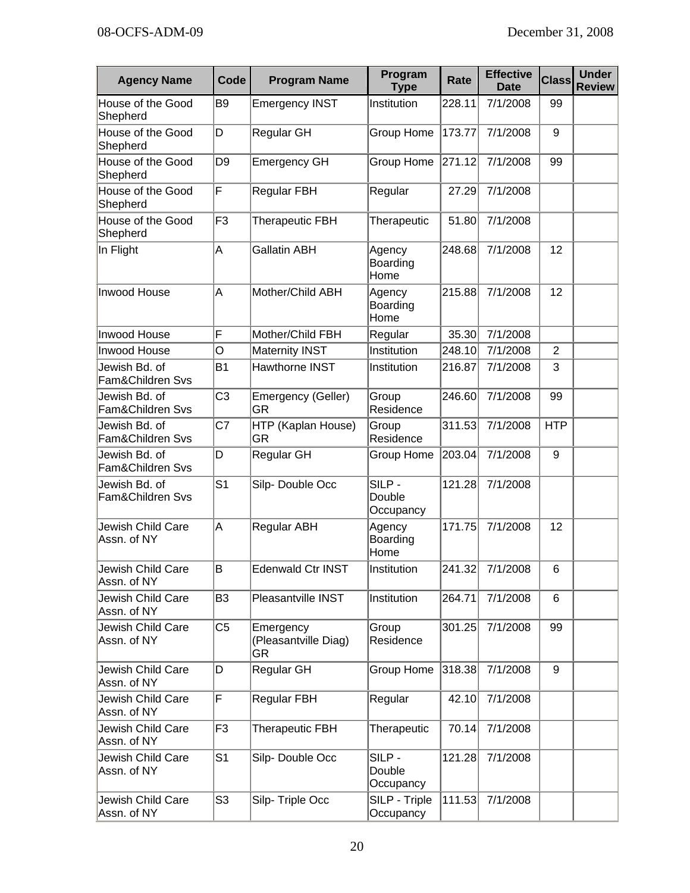| Agency Name | Code | Program Name | Program Type | Rate | Effective Date | Class | Under Review |
|---|---|---|---|---|---|---|---|
| House of the Good Shepherd | B9 | Emergency INST | Institution | 228.11 | 7/1/2008 | 99 | |
| House of the Good Shepherd | D | Regular GH | Group Home | 173.77 | 7/1/2008 | 9 | |
| House of the Good Shepherd | D9 | Emergency GH | Group Home | 271.12 | 7/1/2008 | 99 | |
| House of the Good Shepherd | F | Regular FBH | Regular | 27.29 | 7/1/2008 | | |
| House of the Good Shepherd | F3 | Therapeutic FBH | Therapeutic | 51.80 | 7/1/2008 | | |
| In Flight | A | Gallatin ABH | Agency Boarding Home | 248.68 | 7/1/2008 | 12 | |
| Inwood House | A | Mother/Child ABH | Agency Boarding Home | 215.88 | 7/1/2008 | 12 | |
| Inwood House | F | Mother/Child FBH | Regular | 35.30 | 7/1/2008 | | |
| Inwood House | O | Maternity INST | Institution | 248.10 | 7/1/2008 | 2 | |
| Jewish Bd. of Fam&Children Svs | B1 | Hawthorne INST | Institution | 216.87 | 7/1/2008 | 3 | |
| Jewish Bd. of Fam&Children Svs | C3 | Emergency (Geller) GR | Group Residence | 246.60 | 7/1/2008 | 99 | |
| Jewish Bd. of Fam&Children Svs | C7 | HTP (Kaplan House) GR | Group Residence | 311.53 | 7/1/2008 | HTP | |
| Jewish Bd. of Fam&Children Svs | D | Regular GH | Group Home | 203.04 | 7/1/2008 | 9 | |
| Jewish Bd. of Fam&Children Svs | S1 | Silp- Double Occ | SILP - Double Occupancy | 121.28 | 7/1/2008 | | |
| Jewish Child Care Assn. of NY | A | Regular ABH | Agency Boarding Home | 171.75 | 7/1/2008 | 12 | |
| Jewish Child Care Assn. of NY | B | Edenwald Ctr INST | Institution | 241.32 | 7/1/2008 | 6 | |
| Jewish Child Care Assn. of NY | B3 | Pleasantville INST | Institution | 264.71 | 7/1/2008 | 6 | |
| Jewish Child Care Assn. of NY | C5 | Emergency (Pleasantville Diag) GR | Group Residence | 301.25 | 7/1/2008 | 99 | |
| Jewish Child Care Assn. of NY | D | Regular GH | Group Home | 318.38 | 7/1/2008 | 9 | |
| Jewish Child Care Assn. of NY | F | Regular FBH | Regular | 42.10 | 7/1/2008 | | |
| Jewish Child Care Assn. of NY | F3 | Therapeutic FBH | Therapeutic | 70.14 | 7/1/2008 | | |
| Jewish Child Care Assn. of NY | S1 | Silp- Double Occ | SILP - Double Occupancy | 121.28 | 7/1/2008 | | |
| Jewish Child Care Assn. of NY | S3 | Silp- Triple Occ | SILP - Triple Occupancy | 111.53 | 7/1/2008 | | |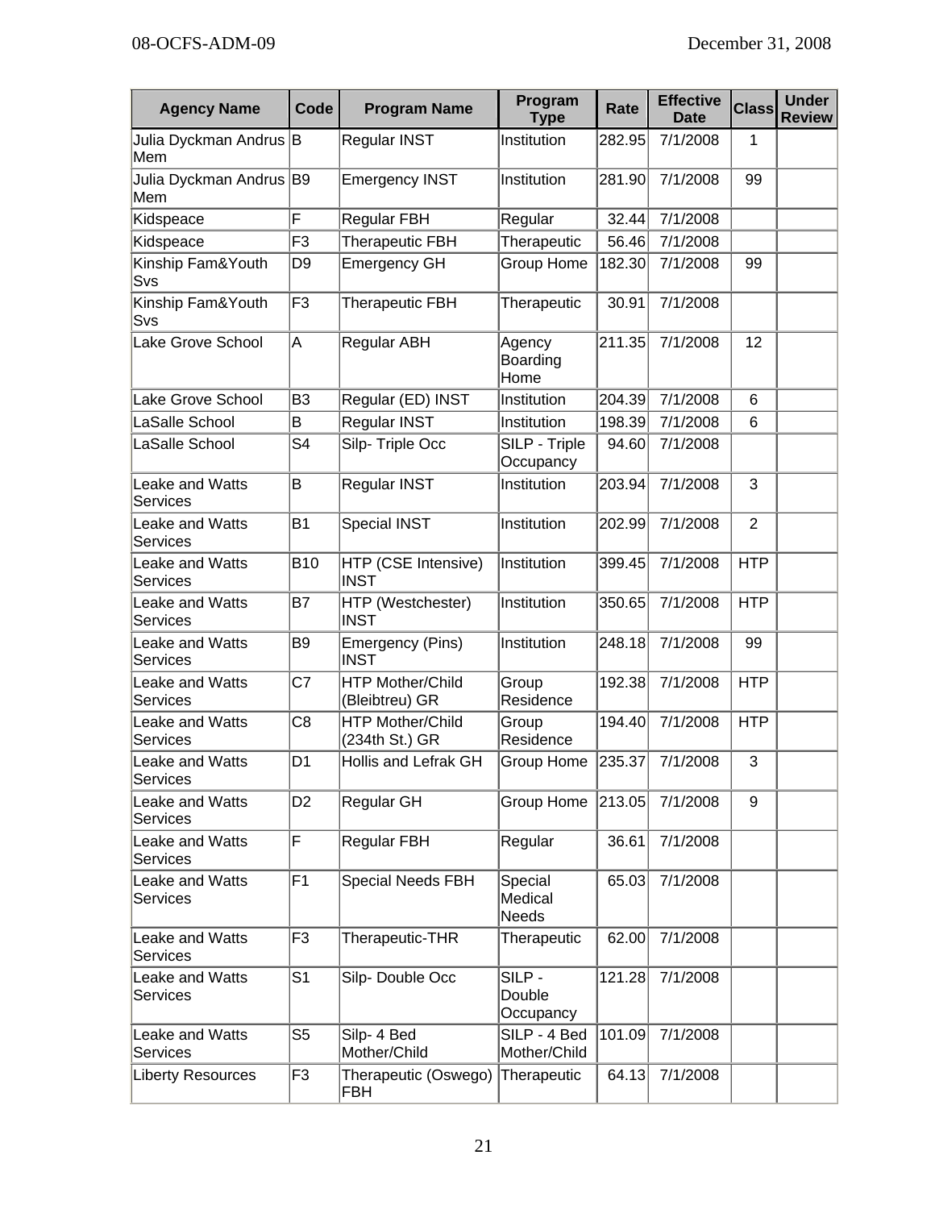| Agency Name | Code | Program Name | Program Type | Rate | Effective Date | Class | Under Review |
|---|---|---|---|---|---|---|---|
| Julia Dyckman Andrus Mem | B | Regular INST | Institution | 282.95 | 7/1/2008 | 1 | |
| Julia Dyckman Andrus Mem | B9 | Emergency INST | Institution | 281.90 | 7/1/2008 | 99 | |
| Kidspeace | F | Regular FBH | Regular | 32.44 | 7/1/2008 | | |
| Kidspeace | F3 | Therapeutic FBH | Therapeutic | 56.46 | 7/1/2008 | | |
| Kinship Fam&Youth Svs | D9 | Emergency GH | Group Home | 182.30 | 7/1/2008 | 99 | |
| Kinship Fam&Youth Svs | F3 | Therapeutic FBH | Therapeutic | 30.91 | 7/1/2008 | | |
| Lake Grove School | A | Regular ABH | Agency Boarding Home | 211.35 | 7/1/2008 | 12 | |
| Lake Grove School | B3 | Regular (ED) INST | Institution | 204.39 | 7/1/2008 | 6 | |
| LaSalle School | B | Regular INST | Institution | 198.39 | 7/1/2008 | 6 | |
| LaSalle School | S4 | Silp- Triple Occ | SILP - Triple Occupancy | 94.60 | 7/1/2008 | | |
| Leake and Watts Services | B | Regular INST | Institution | 203.94 | 7/1/2008 | 3 | |
| Leake and Watts Services | B1 | Special INST | Institution | 202.99 | 7/1/2008 | 2 | |
| Leake and Watts Services | B10 | HTP (CSE Intensive) INST | Institution | 399.45 | 7/1/2008 | HTP | |
| Leake and Watts Services | B7 | HTP (Westchester) INST | Institution | 350.65 | 7/1/2008 | HTP | |
| Leake and Watts Services | B9 | Emergency (Pins) INST | Institution | 248.18 | 7/1/2008 | 99 | |
| Leake and Watts Services | C7 | HTP Mother/Child (Bleibtreu) GR | Group Residence | 192.38 | 7/1/2008 | HTP | |
| Leake and Watts Services | C8 | HTP Mother/Child (234th St.) GR | Group Residence | 194.40 | 7/1/2008 | HTP | |
| Leake and Watts Services | D1 | Hollis and Lefrak GH | Group Home | 235.37 | 7/1/2008 | 3 | |
| Leake and Watts Services | D2 | Regular GH | Group Home | 213.05 | 7/1/2008 | 9 | |
| Leake and Watts Services | F | Regular FBH | Regular | 36.61 | 7/1/2008 | | |
| Leake and Watts Services | F1 | Special Needs FBH | Special Medical Needs | 65.03 | 7/1/2008 | | |
| Leake and Watts Services | F3 | Therapeutic-THR | Therapeutic | 62.00 | 7/1/2008 | | |
| Leake and Watts Services | S1 | Silp- Double Occ | SILP - Double Occupancy | 121.28 | 7/1/2008 | | |
| Leake and Watts Services | S5 | Silp- 4 Bed Mother/Child | SILP - 4 Bed Mother/Child | 101.09 | 7/1/2008 | | |
| Liberty Resources | F3 | Therapeutic (Oswego) FBH | Therapeutic | 64.13 | 7/1/2008 | | |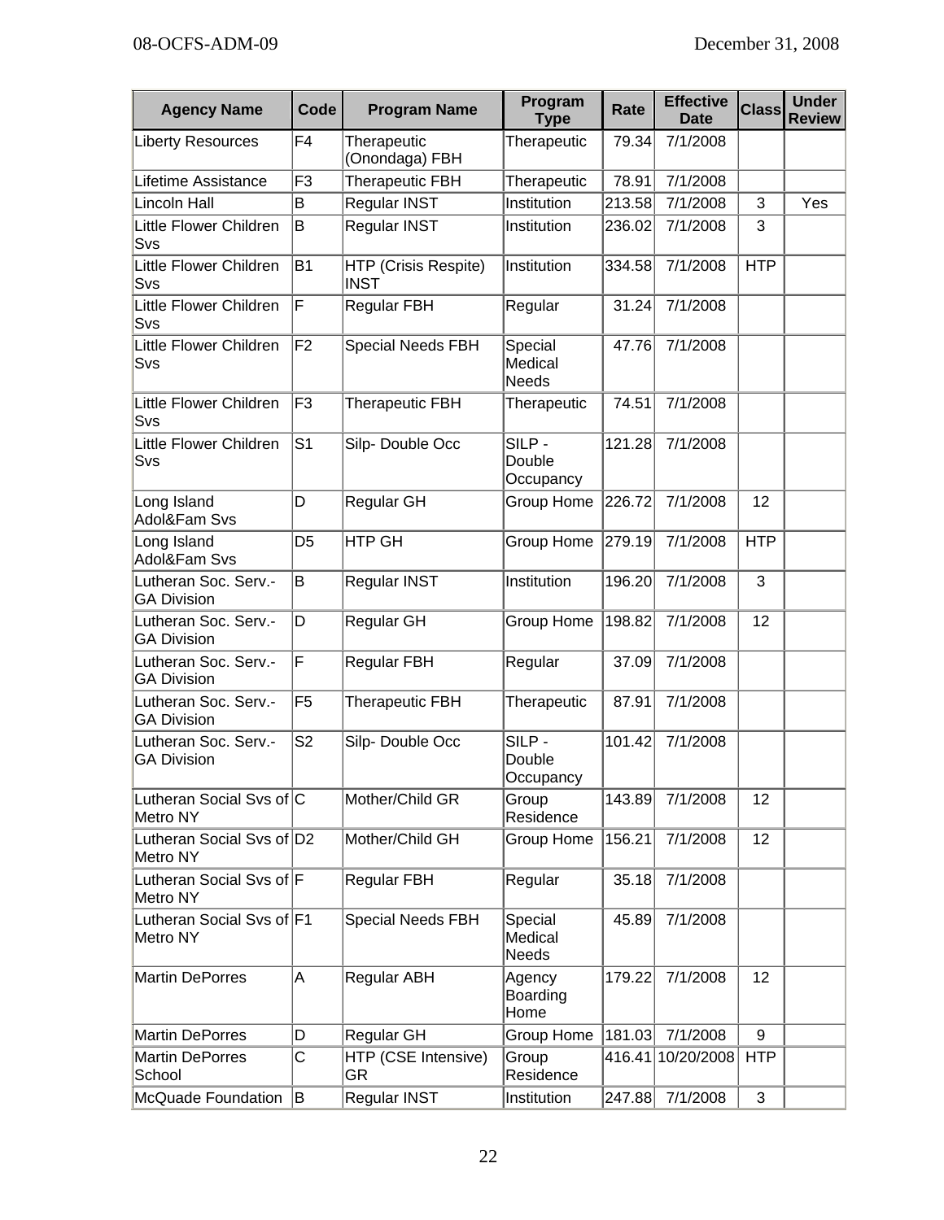| Agency Name | Code | Program Name | Program Type | Rate | Effective Date | Class | Under Review |
|---|---|---|---|---|---|---|---|
| Liberty Resources | F4 | Therapeutic (Onondaga) FBH | Therapeutic | 79.34 | 7/1/2008 | | |
| Lifetime Assistance | F3 | Therapeutic FBH | Therapeutic | 78.91 | 7/1/2008 | | |
| Lincoln Hall | B | Regular INST | Institution | 213.58 | 7/1/2008 | 3 | Yes |
| Little Flower Children Svs | B | Regular INST | Institution | 236.02 | 7/1/2008 | 3 | |
| Little Flower Children Svs | B1 | HTP (Crisis Respite) INST | Institution | 334.58 | 7/1/2008 | HTP | |
| Little Flower Children Svs | F | Regular FBH | Regular | 31.24 | 7/1/2008 | | |
| Little Flower Children Svs | F2 | Special Needs FBH | Special Medical Needs | 47.76 | 7/1/2008 | | |
| Little Flower Children Svs | F3 | Therapeutic FBH | Therapeutic | 74.51 | 7/1/2008 | | |
| Little Flower Children Svs | S1 | Silp- Double Occ | SILP - Double Occupancy | 121.28 | 7/1/2008 | | |
| Long Island Adol&Fam Svs | D | Regular GH | Group Home | 226.72 | 7/1/2008 | 12 | |
| Long Island Adol&Fam Svs | D5 | HTP GH | Group Home | 279.19 | 7/1/2008 | HTP | |
| Lutheran Soc. Serv.-GA Division | B | Regular INST | Institution | 196.20 | 7/1/2008 | 3 | |
| Lutheran Soc. Serv.-GA Division | D | Regular GH | Group Home | 198.82 | 7/1/2008 | 12 | |
| Lutheran Soc. Serv.-GA Division | F | Regular FBH | Regular | 37.09 | 7/1/2008 | | |
| Lutheran Soc. Serv.-GA Division | F5 | Therapeutic FBH | Therapeutic | 87.91 | 7/1/2008 | | |
| Lutheran Soc. Serv.-GA Division | S2 | Silp- Double Occ | SILP - Double Occupancy | 101.42 | 7/1/2008 | | |
| Lutheran Social Svs of Metro NY | C | Mother/Child GR | Group Residence | 143.89 | 7/1/2008 | 12 | |
| Lutheran Social Svs of Metro NY | D2 | Mother/Child GH | Group Home | 156.21 | 7/1/2008 | 12 | |
| Lutheran Social Svs of Metro NY | F | Regular FBH | Regular | 35.18 | 7/1/2008 | | |
| Lutheran Social Svs of Metro NY | F1 | Special Needs FBH | Special Medical Needs | 45.89 | 7/1/2008 | | |
| Martin DePorres | A | Regular ABH | Agency Boarding Home | 179.22 | 7/1/2008 | 12 | |
| Martin DePorres | D | Regular GH | Group Home | 181.03 | 7/1/2008 | 9 | |
| Martin DePorres School | C | HTP (CSE Intensive) GR | Group Residence | 416.41 | 10/20/2008 | HTP | |
| McQuade Foundation | B | Regular INST | Institution | 247.88 | 7/1/2008 | 3 | |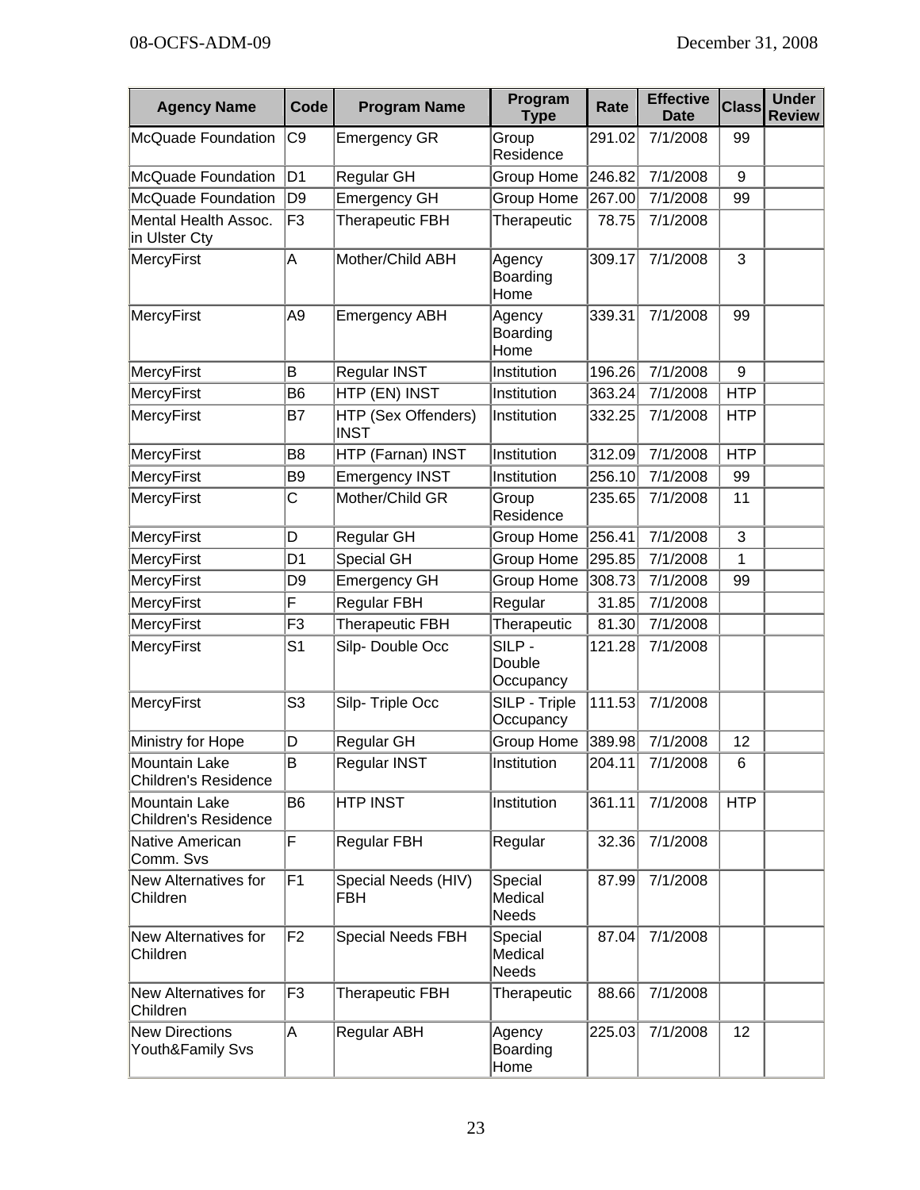| Agency Name | Code | Program Name | Program Type | Rate | Effective Date | Class | Under Review |
|---|---|---|---|---|---|---|---|
| McQuade Foundation | C9 | Emergency GR | Group Residence | 291.02 | 7/1/2008 | 99 | |
| McQuade Foundation | D1 | Regular GH | Group Home | 246.82 | 7/1/2008 | 9 | |
| McQuade Foundation | D9 | Emergency GH | Group Home | 267.00 | 7/1/2008 | 99 | |
| Mental Health Assoc. in Ulster Cty | F3 | Therapeutic FBH | Therapeutic | 78.75 | 7/1/2008 | | |
| MercyFirst | A | Mother/Child ABH | Agency Boarding Home | 309.17 | 7/1/2008 | 3 | |
| MercyFirst | A9 | Emergency ABH | Agency Boarding Home | 339.31 | 7/1/2008 | 99 | |
| MercyFirst | B | Regular INST | Institution | 196.26 | 7/1/2008 | 9 | |
| MercyFirst | B6 | HTP (EN) INST | Institution | 363.24 | 7/1/2008 | HTP | |
| MercyFirst | B7 | HTP (Sex Offenders) INST | Institution | 332.25 | 7/1/2008 | HTP | |
| MercyFirst | B8 | HTP (Farnan) INST | Institution | 312.09 | 7/1/2008 | HTP | |
| MercyFirst | B9 | Emergency INST | Institution | 256.10 | 7/1/2008 | 99 | |
| MercyFirst | C | Mother/Child GR | Group Residence | 235.65 | 7/1/2008 | 11 | |
| MercyFirst | D | Regular GH | Group Home | 256.41 | 7/1/2008 | 3 | |
| MercyFirst | D1 | Special GH | Group Home | 295.85 | 7/1/2008 | 1 | |
| MercyFirst | D9 | Emergency GH | Group Home | 308.73 | 7/1/2008 | 99 | |
| MercyFirst | F | Regular FBH | Regular | 31.85 | 7/1/2008 | | |
| MercyFirst | F3 | Therapeutic FBH | Therapeutic | 81.30 | 7/1/2008 | | |
| MercyFirst | S1 | Silp- Double Occ | SILP - Double Occupancy | 121.28 | 7/1/2008 | | |
| MercyFirst | S3 | Silp- Triple Occ | SILP - Triple Occupancy | 111.53 | 7/1/2008 | | |
| Ministry for Hope | D | Regular GH | Group Home | 389.98 | 7/1/2008 | 12 | |
| Mountain Lake Children's Residence | B | Regular INST | Institution | 204.11 | 7/1/2008 | 6 | |
| Mountain Lake Children's Residence | B6 | HTP INST | Institution | 361.11 | 7/1/2008 | HTP | |
| Native American Comm. Svs | F | Regular FBH | Regular | 32.36 | 7/1/2008 | | |
| New Alternatives for Children | F1 | Special Needs (HIV) FBH | Special Medical Needs | 87.99 | 7/1/2008 | | |
| New Alternatives for Children | F2 | Special Needs FBH | Special Medical Needs | 87.04 | 7/1/2008 | | |
| New Alternatives for Children | F3 | Therapeutic FBH | Therapeutic | 88.66 | 7/1/2008 | | |
| New Directions Youth&Family Svs | A | Regular ABH | Agency Boarding Home | 225.03 | 7/1/2008 | 12 | |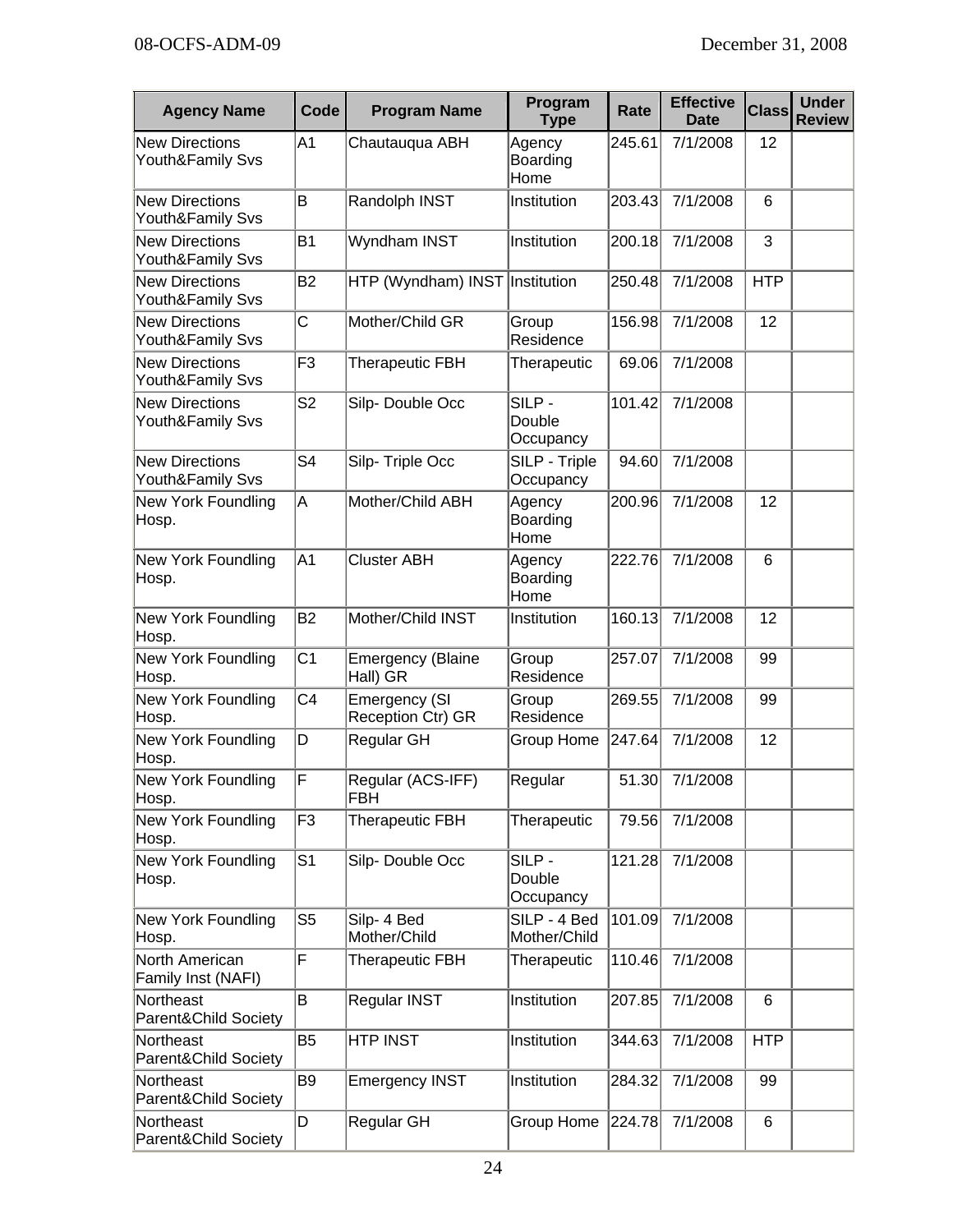| Agency Name | Code | Program Name | Program Type | Rate | Effective Date | Class | Under Review |
|---|---|---|---|---|---|---|---|
| New Directions Youth&Family Svs | A1 | Chautauqua ABH | Agency Boarding Home | 245.61 | 7/1/2008 | 12 | |
| New Directions Youth&Family Svs | B | Randolph INST | Institution | 203.43 | 7/1/2008 | 6 | |
| New Directions Youth&Family Svs | B1 | Wyndham INST | Institution | 200.18 | 7/1/2008 | 3 | |
| New Directions Youth&Family Svs | B2 | HTP (Wyndham) INST | Institution | 250.48 | 7/1/2008 | HTP | |
| New Directions Youth&Family Svs | C | Mother/Child GR | Group Residence | 156.98 | 7/1/2008 | 12 | |
| New Directions Youth&Family Svs | F3 | Therapeutic FBH | Therapeutic | 69.06 | 7/1/2008 | | |
| New Directions Youth&Family Svs | S2 | Silp- Double Occ | SILP - Double Occupancy | 101.42 | 7/1/2008 | | |
| New Directions Youth&Family Svs | S4 | Silp- Triple Occ | SILP - Triple Occupancy | 94.60 | 7/1/2008 | | |
| New York Foundling Hosp. | A | Mother/Child ABH | Agency Boarding Home | 200.96 | 7/1/2008 | 12 | |
| New York Foundling Hosp. | A1 | Cluster ABH | Agency Boarding Home | 222.76 | 7/1/2008 | 6 | |
| New York Foundling Hosp. | B2 | Mother/Child INST | Institution | 160.13 | 7/1/2008 | 12 | |
| New York Foundling Hosp. | C1 | Emergency (Blaine Hall) GR | Group Residence | 257.07 | 7/1/2008 | 99 | |
| New York Foundling Hosp. | C4 | Emergency (SI Reception Ctr) GR | Group Residence | 269.55 | 7/1/2008 | 99 | |
| New York Foundling Hosp. | D | Regular GH | Group Home | 247.64 | 7/1/2008 | 12 | |
| New York Foundling Hosp. | F | Regular (ACS-IFF) FBH | Regular | 51.30 | 7/1/2008 | | |
| New York Foundling Hosp. | F3 | Therapeutic FBH | Therapeutic | 79.56 | 7/1/2008 | | |
| New York Foundling Hosp. | S1 | Silp- Double Occ | SILP - Double Occupancy | 121.28 | 7/1/2008 | | |
| New York Foundling Hosp. | S5 | Silp- 4 Bed Mother/Child | SILP - 4 Bed Mother/Child | 101.09 | 7/1/2008 | | |
| North American Family Inst (NAFI) | F | Therapeutic FBH | Therapeutic | 110.46 | 7/1/2008 | | |
| Northeast Parent&Child Society | B | Regular INST | Institution | 207.85 | 7/1/2008 | 6 | |
| Northeast Parent&Child Society | B5 | HTP INST | Institution | 344.63 | 7/1/2008 | HTP | |
| Northeast Parent&Child Society | B9 | Emergency INST | Institution | 284.32 | 7/1/2008 | 99 | |
| Northeast Parent&Child Society | D | Regular GH | Group Home | 224.78 | 7/1/2008 | 6 | |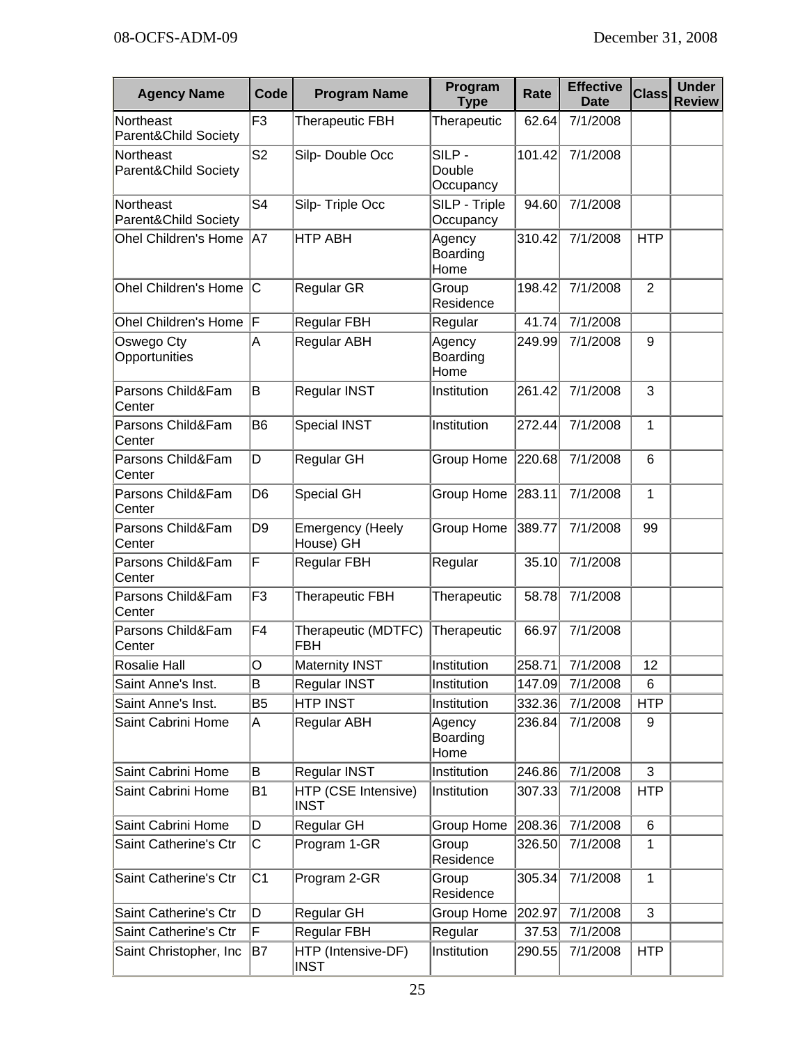| Agency Name | Code | Program Name | Program Type | Rate | Effective Date | Class | Under Review |
|---|---|---|---|---|---|---|---|
| Northeast Parent&Child Society | F3 | Therapeutic FBH | Therapeutic | 62.64 | 7/1/2008 | | |
| Northeast Parent&Child Society | S2 | Silp- Double Occ | SILP - Double Occupancy | 101.42 | 7/1/2008 | | |
| Northeast Parent&Child Society | S4 | Silp- Triple Occ | SILP - Triple Occupancy | 94.60 | 7/1/2008 | | |
| Ohel Children's Home | A7 | HTP ABH | Agency Boarding Home | 310.42 | 7/1/2008 | HTP | |
| Ohel Children's Home | C | Regular GR | Group Residence | 198.42 | 7/1/2008 | 2 | |
| Ohel Children's Home | F | Regular FBH | Regular | 41.74 | 7/1/2008 | | |
| Oswego Cty Opportunities | A | Regular ABH | Agency Boarding Home | 249.99 | 7/1/2008 | 9 | |
| Parsons Child&Fam Center | B | Regular INST | Institution | 261.42 | 7/1/2008 | 3 | |
| Parsons Child&Fam Center | B6 | Special INST | Institution | 272.44 | 7/1/2008 | 1 | |
| Parsons Child&Fam Center | D | Regular GH | Group Home | 220.68 | 7/1/2008 | 6 | |
| Parsons Child&Fam Center | D6 | Special GH | Group Home | 283.11 | 7/1/2008 | 1 | |
| Parsons Child&Fam Center | D9 | Emergency (Heely House) GH | Group Home | 389.77 | 7/1/2008 | 99 | |
| Parsons Child&Fam Center | F | Regular FBH | Regular | 35.10 | 7/1/2008 | | |
| Parsons Child&Fam Center | F3 | Therapeutic FBH | Therapeutic | 58.78 | 7/1/2008 | | |
| Parsons Child&Fam Center | F4 | Therapeutic (MDTFC) FBH | Therapeutic | 66.97 | 7/1/2008 | | |
| Rosalie Hall | O | Maternity INST | Institution | 258.71 | 7/1/2008 | 12 | |
| Saint Anne's Inst. | B | Regular INST | Institution | 147.09 | 7/1/2008 | 6 | |
| Saint Anne's Inst. | B5 | HTP INST | Institution | 332.36 | 7/1/2008 | HTP | |
| Saint Cabrini Home | A | Regular ABH | Agency Boarding Home | 236.84 | 7/1/2008 | 9 | |
| Saint Cabrini Home | B | Regular INST | Institution | 246.86 | 7/1/2008 | 3 | |
| Saint Cabrini Home | B1 | HTP (CSE Intensive) INST | Institution | 307.33 | 7/1/2008 | HTP | |
| Saint Cabrini Home | D | Regular GH | Group Home | 208.36 | 7/1/2008 | 6 | |
| Saint Catherine's Ctr | C | Program 1-GR | Group Residence | 326.50 | 7/1/2008 | 1 | |
| Saint Catherine's Ctr | C1 | Program 2-GR | Group Residence | 305.34 | 7/1/2008 | 1 | |
| Saint Catherine's Ctr | D | Regular GH | Group Home | 202.97 | 7/1/2008 | 3 | |
| Saint Catherine's Ctr | F | Regular FBH | Regular | 37.53 | 7/1/2008 | | |
| Saint Christopher, Inc | B7 | HTP (Intensive-DF) INST | Institution | 290.55 | 7/1/2008 | HTP | |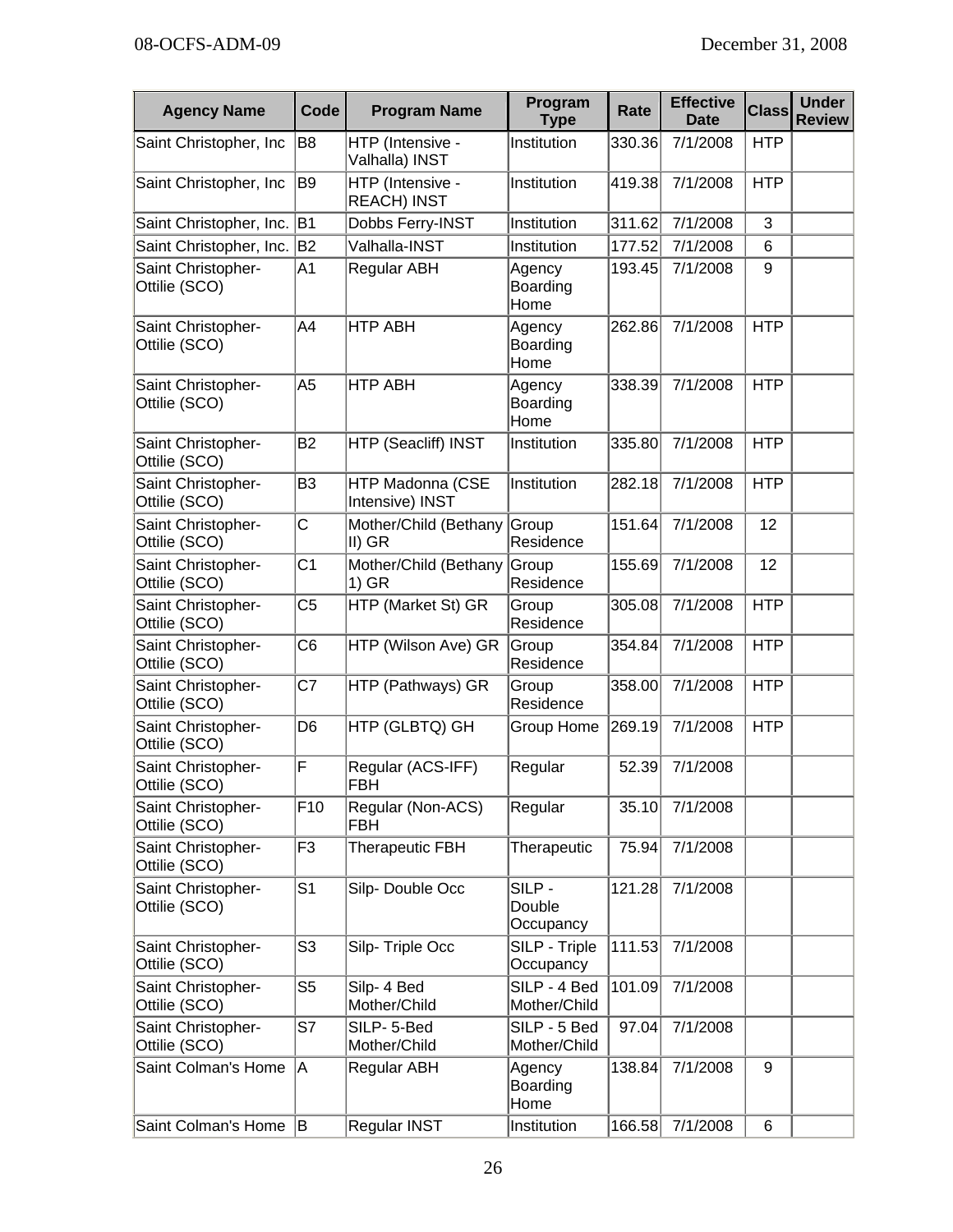| Agency Name | Code | Program Name | Program Type | Rate | Effective Date | Class | Under Review |
|---|---|---|---|---|---|---|---|
| Saint Christopher, Inc | B8 | HTP (Intensive - Valhalla) INST | Institution | 330.36 | 7/1/2008 | HTP | |
| Saint Christopher, Inc | B9 | HTP (Intensive - REACH) INST | Institution | 419.38 | 7/1/2008 | HTP | |
| Saint Christopher, Inc. | B1 | Dobbs Ferry-INST | Institution | 311.62 | 7/1/2008 | 3 | |
| Saint Christopher, Inc. | B2 | Valhalla-INST | Institution | 177.52 | 7/1/2008 | 6 | |
| Saint Christopher-Ottilie (SCO) | A1 | Regular ABH | Agency Boarding Home | 193.45 | 7/1/2008 | 9 | |
| Saint Christopher-Ottilie (SCO) | A4 | HTP ABH | Agency Boarding Home | 262.86 | 7/1/2008 | HTP | |
| Saint Christopher-Ottilie (SCO) | A5 | HTP ABH | Agency Boarding Home | 338.39 | 7/1/2008 | HTP | |
| Saint Christopher-Ottilie (SCO) | B2 | HTP (Seacliff) INST | Institution | 335.80 | 7/1/2008 | HTP | |
| Saint Christopher-Ottilie (SCO) | B3 | HTP Madonna (CSE Intensive) INST | Institution | 282.18 | 7/1/2008 | HTP | |
| Saint Christopher-Ottilie (SCO) | C | Mother/Child (Bethany II) GR | Group Residence | 151.64 | 7/1/2008 | 12 | |
| Saint Christopher-Ottilie (SCO) | C1 | Mother/Child (Bethany 1) GR | Group Residence | 155.69 | 7/1/2008 | 12 | |
| Saint Christopher-Ottilie (SCO) | C5 | HTP (Market St) GR | Group Residence | 305.08 | 7/1/2008 | HTP | |
| Saint Christopher-Ottilie (SCO) | C6 | HTP (Wilson Ave) GR | Group Residence | 354.84 | 7/1/2008 | HTP | |
| Saint Christopher-Ottilie (SCO) | C7 | HTP (Pathways) GR | Group Residence | 358.00 | 7/1/2008 | HTP | |
| Saint Christopher-Ottilie (SCO) | D6 | HTP (GLBTQ) GH | Group Home | 269.19 | 7/1/2008 | HTP | |
| Saint Christopher-Ottilie (SCO) | F | Regular (ACS-IFF) FBH | Regular | 52.39 | 7/1/2008 | | |
| Saint Christopher-Ottilie (SCO) | F10 | Regular (Non-ACS) FBH | Regular | 35.10 | 7/1/2008 | | |
| Saint Christopher-Ottilie (SCO) | F3 | Therapeutic FBH | Therapeutic | 75.94 | 7/1/2008 | | |
| Saint Christopher-Ottilie (SCO) | S1 | Silp- Double Occ | SILP - Double Occupancy | 121.28 | 7/1/2008 | | |
| Saint Christopher-Ottilie (SCO) | S3 | Silp- Triple Occ | SILP - Triple Occupancy | 111.53 | 7/1/2008 | | |
| Saint Christopher-Ottilie (SCO) | S5 | Silp- 4 Bed Mother/Child | SILP - 4 Bed Mother/Child | 101.09 | 7/1/2008 | | |
| Saint Christopher-Ottilie (SCO) | S7 | SILP- 5-Bed Mother/Child | SILP - 5 Bed Mother/Child | 97.04 | 7/1/2008 | | |
| Saint Colman's Home | A | Regular ABH | Agency Boarding Home | 138.84 | 7/1/2008 | 9 | |
| Saint Colman's Home | B | Regular INST | Institution | 166.58 | 7/1/2008 | 6 | |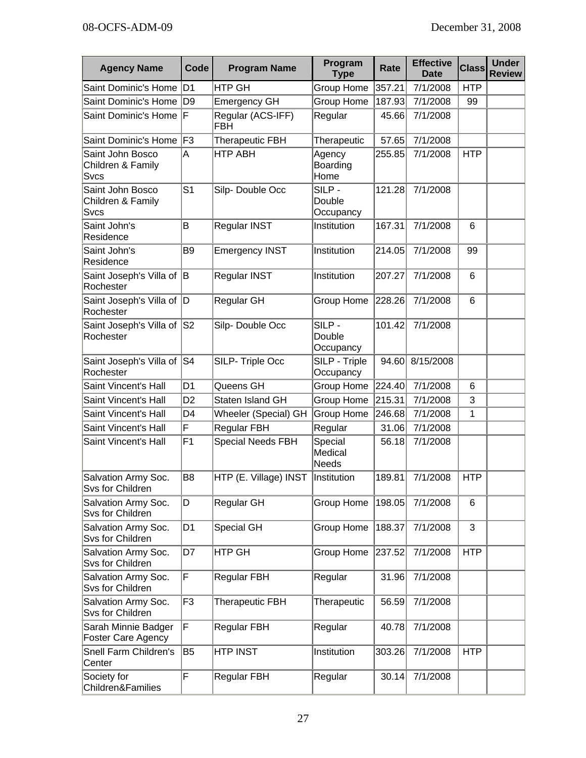| Agency Name | Code | Program Name | Program Type | Rate | Effective Date | Class | Under Review |
|---|---|---|---|---|---|---|---|
| Saint Dominic's Home | D1 | HTP GH | Group Home | 357.21 | 7/1/2008 | HTP | |
| Saint Dominic's Home | D9 | Emergency GH | Group Home | 187.93 | 7/1/2008 | 99 | |
| Saint Dominic's Home | F | Regular (ACS-IFF) FBH | Regular | 45.66 | 7/1/2008 | | |
| Saint Dominic's Home | F3 | Therapeutic FBH | Therapeutic | 57.65 | 7/1/2008 | | |
| Saint John Bosco Children & Family Svcs | A | HTP ABH | Agency Boarding Home | 255.85 | 7/1/2008 | HTP | |
| Saint John Bosco Children & Family Svcs | S1 | Silp- Double Occ | SILP - Double Occupancy | 121.28 | 7/1/2008 | | |
| Saint John's Residence | B | Regular INST | Institution | 167.31 | 7/1/2008 | 6 | |
| Saint John's Residence | B9 | Emergency INST | Institution | 214.05 | 7/1/2008 | 99 | |
| Saint Joseph's Villa of Rochester | B | Regular INST | Institution | 207.27 | 7/1/2008 | 6 | |
| Saint Joseph's Villa of Rochester | D | Regular GH | Group Home | 228.26 | 7/1/2008 | 6 | |
| Saint Joseph's Villa of Rochester | S2 | Silp- Double Occ | SILP - Double Occupancy | 101.42 | 7/1/2008 | | |
| Saint Joseph's Villa of Rochester | S4 | SILP- Triple Occ | SILP - Triple Occupancy | 94.60 | 8/15/2008 | | |
| Saint Vincent's Hall | D1 | Queens GH | Group Home | 224.40 | 7/1/2008 | 6 | |
| Saint Vincent's Hall | D2 | Staten Island GH | Group Home | 215.31 | 7/1/2008 | 3 | |
| Saint Vincent's Hall | D4 | Wheeler (Special) GH | Group Home | 246.68 | 7/1/2008 | 1 | |
| Saint Vincent's Hall | F | Regular FBH | Regular | 31.06 | 7/1/2008 | | |
| Saint Vincent's Hall | F1 | Special Needs FBH | Special Medical Needs | 56.18 | 7/1/2008 | | |
| Salvation Army Soc. Svs for Children | B8 | HTP (E. Village) INST | Institution | 189.81 | 7/1/2008 | HTP | |
| Salvation Army Soc. Svs for Children | D | Regular GH | Group Home | 198.05 | 7/1/2008 | 6 | |
| Salvation Army Soc. Svs for Children | D1 | Special GH | Group Home | 188.37 | 7/1/2008 | 3 | |
| Salvation Army Soc. Svs for Children | D7 | HTP GH | Group Home | 237.52 | 7/1/2008 | HTP | |
| Salvation Army Soc. Svs for Children | F | Regular FBH | Regular | 31.96 | 7/1/2008 | | |
| Salvation Army Soc. Svs for Children | F3 | Therapeutic FBH | Therapeutic | 56.59 | 7/1/2008 | | |
| Sarah Minnie Badger Foster Care Agency | F | Regular FBH | Regular | 40.78 | 7/1/2008 | | |
| Snell Farm Children's Center | B5 | HTP INST | Institution | 303.26 | 7/1/2008 | HTP | |
| Society for Children&Families | F | Regular FBH | Regular | 30.14 | 7/1/2008 | | |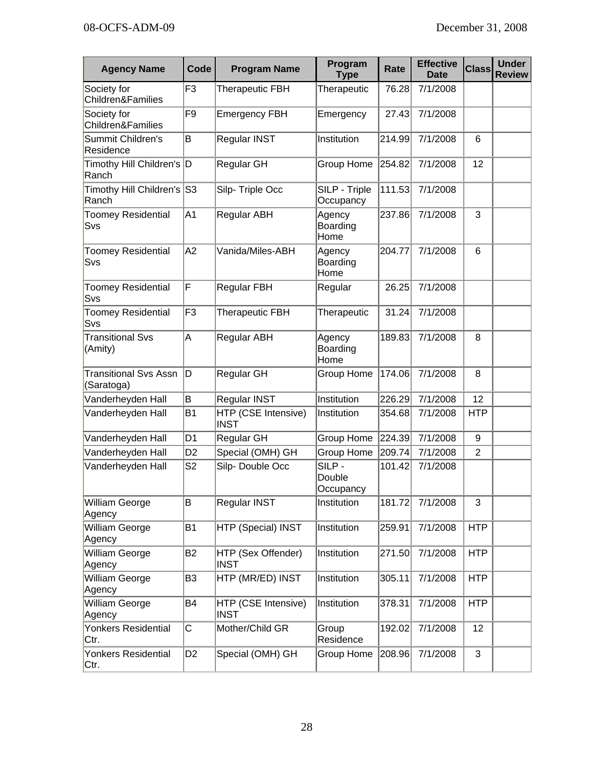| Agency Name | Code | Program Name | Program Type | Rate | Effective Date | Class | Under Review |
|---|---|---|---|---|---|---|---|
| Society for Children&Families | F3 | Therapeutic FBH | Therapeutic | 76.28 | 7/1/2008 | | |
| Society for Children&Families | F9 | Emergency FBH | Emergency | 27.43 | 7/1/2008 | | |
| Summit Children's Residence | B | Regular INST | Institution | 214.99 | 7/1/2008 | 6 | |
| Timothy Hill Children's Ranch | D | Regular GH | Group Home | 254.82 | 7/1/2008 | 12 | |
| Timothy Hill Children's Ranch | S3 | Silp- Triple Occ | SILP - Triple Occupancy | 111.53 | 7/1/2008 | | |
| Toomey Residential Svs | A1 | Regular ABH | Agency Boarding Home | 237.86 | 7/1/2008 | 3 | |
| Toomey Residential Svs | A2 | Vanida/Miles-ABH | Agency Boarding Home | 204.77 | 7/1/2008 | 6 | |
| Toomey Residential Svs | F | Regular FBH | Regular | 26.25 | 7/1/2008 | | |
| Toomey Residential Svs | F3 | Therapeutic FBH | Therapeutic | 31.24 | 7/1/2008 | | |
| Transitional Svs (Amity) | A | Regular ABH | Agency Boarding Home | 189.83 | 7/1/2008 | 8 | |
| Transitional Svs Assn (Saratoga) | D | Regular GH | Group Home | 174.06 | 7/1/2008 | 8 | |
| Vanderheyden Hall | B | Regular INST | Institution | 226.29 | 7/1/2008 | 12 | |
| Vanderheyden Hall | B1 | HTP (CSE Intensive) INST | Institution | 354.68 | 7/1/2008 | HTP | |
| Vanderheyden Hall | D1 | Regular GH | Group Home | 224.39 | 7/1/2008 | 9 | |
| Vanderheyden Hall | D2 | Special (OMH) GH | Group Home | 209.74 | 7/1/2008 | 2 | |
| Vanderheyden Hall | S2 | Silp- Double Occ | SILP - Double Occupancy | 101.42 | 7/1/2008 | | |
| William George Agency | B | Regular INST | Institution | 181.72 | 7/1/2008 | 3 | |
| William George Agency | B1 | HTP (Special) INST | Institution | 259.91 | 7/1/2008 | HTP | |
| William George Agency | B2 | HTP (Sex Offender) INST | Institution | 271.50 | 7/1/2008 | HTP | |
| William George Agency | B3 | HTP (MR/ED) INST | Institution | 305.11 | 7/1/2008 | HTP | |
| William George Agency | B4 | HTP (CSE Intensive) INST | Institution | 378.31 | 7/1/2008 | HTP | |
| Yonkers Residential Ctr. | C | Mother/Child GR | Group Residence | 192.02 | 7/1/2008 | 12 | |
| Yonkers Residential Ctr. | D2 | Special (OMH) GH | Group Home | 208.96 | 7/1/2008 | 3 | |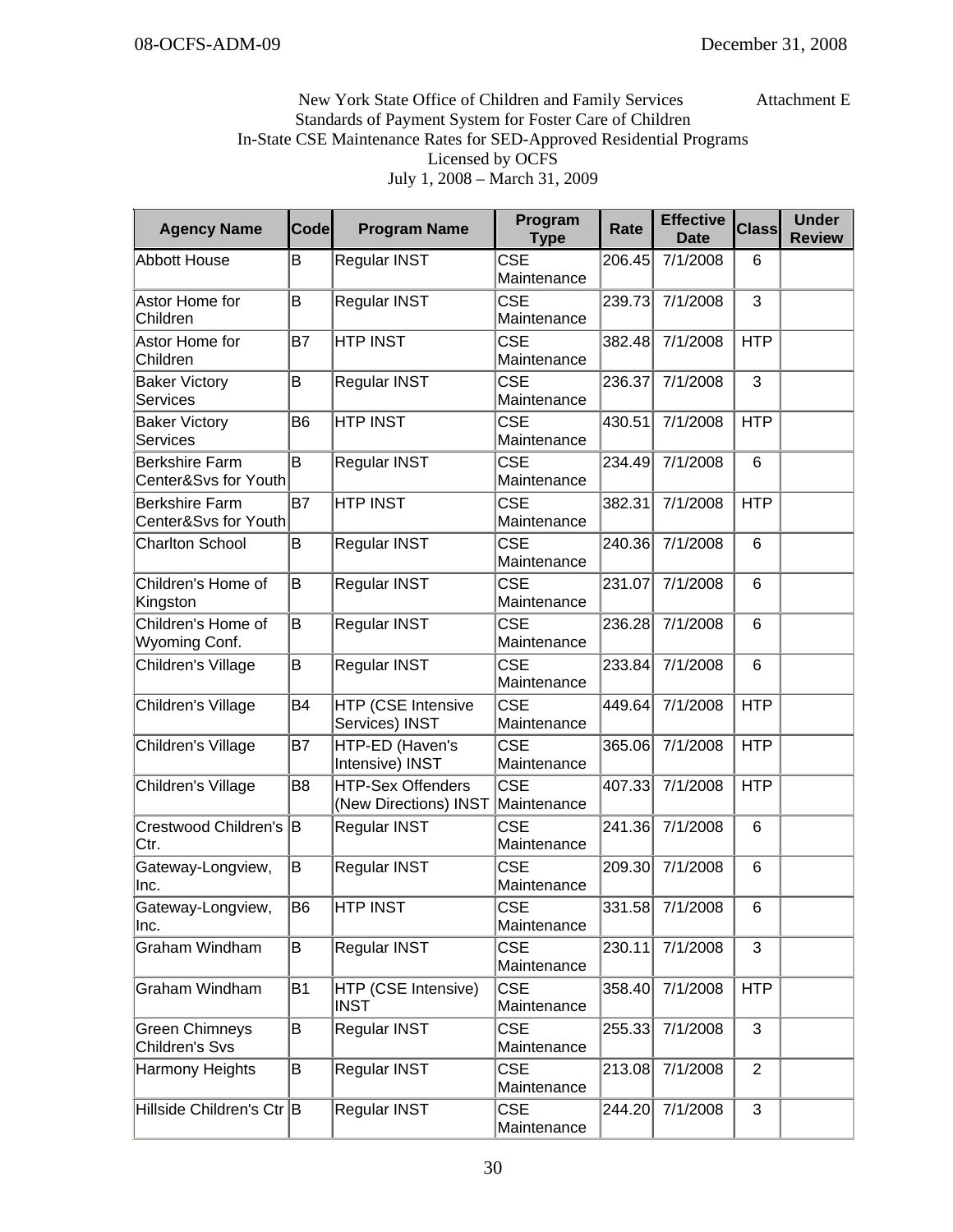New York State Office of Children and Family Services — Attachment E

Standards of Payment System for Foster Care of Children

In-State CSE Maintenance Rates for SED-Approved Residential Programs

Licensed by OCFS

July 1, 2008 – March 31, 2009

| Agency Name | Code | Program Name | Program Type | Rate | Effective Date | Class | Under Review |
|---|---|---|---|---|---|---|---|
| Abbott House | B | Regular INST | CSE Maintenance | 206.45 | 7/1/2008 | 6 | |
| Astor Home for Children | B | Regular INST | CSE Maintenance | 239.73 | 7/1/2008 | 3 | |
| Astor Home for Children | B7 | HTP INST | CSE Maintenance | 382.48 | 7/1/2008 | HTP | |
| Baker Victory Services | B | Regular INST | CSE Maintenance | 236.37 | 7/1/2008 | 3 | |
| Baker Victory Services | B6 | HTP INST | CSE Maintenance | 430.51 | 7/1/2008 | HTP | |
| Berkshire Farm Center&Svs for Youth | B | Regular INST | CSE Maintenance | 234.49 | 7/1/2008 | 6 | |
| Berkshire Farm Center&Svs for Youth | B7 | HTP INST | CSE Maintenance | 382.31 | 7/1/2008 | HTP | |
| Charlton School | B | Regular INST | CSE Maintenance | 240.36 | 7/1/2008 | 6 | |
| Children's Home of Kingston | B | Regular INST | CSE Maintenance | 231.07 | 7/1/2008 | 6 | |
| Children's Home of Wyoming Conf. | B | Regular INST | CSE Maintenance | 236.28 | 7/1/2008 | 6 | |
| Children's Village | B | Regular INST | CSE Maintenance | 233.84 | 7/1/2008 | 6 | |
| Children's Village | B4 | HTP (CSE Intensive Services) INST | CSE Maintenance | 449.64 | 7/1/2008 | HTP | |
| Children's Village | B7 | HTP-ED (Haven's Intensive) INST | CSE Maintenance | 365.06 | 7/1/2008 | HTP | |
| Children's Village | B8 | HTP-Sex Offenders (New Directions) INST | CSE Maintenance | 407.33 | 7/1/2008 | HTP | |
| Crestwood Children's Ctr. | B | Regular INST | CSE Maintenance | 241.36 | 7/1/2008 | 6 | |
| Gateway-Longview, Inc. | B | Regular INST | CSE Maintenance | 209.30 | 7/1/2008 | 6 | |
| Gateway-Longview, Inc. | B6 | HTP INST | CSE Maintenance | 331.58 | 7/1/2008 | 6 | |
| Graham Windham | B | Regular INST | CSE Maintenance | 230.11 | 7/1/2008 | 3 | |
| Graham Windham | B1 | HTP (CSE Intensive) INST | CSE Maintenance | 358.40 | 7/1/2008 | HTP | |
| Green Chimneys Children's Svs | B | Regular INST | CSE Maintenance | 255.33 | 7/1/2008 | 3 | |
| Harmony Heights | B | Regular INST | CSE Maintenance | 213.08 | 7/1/2008 | 2 | |
| Hillside Children's Ctr | B | Regular INST | CSE Maintenance | 244.20 | 7/1/2008 | 3 | |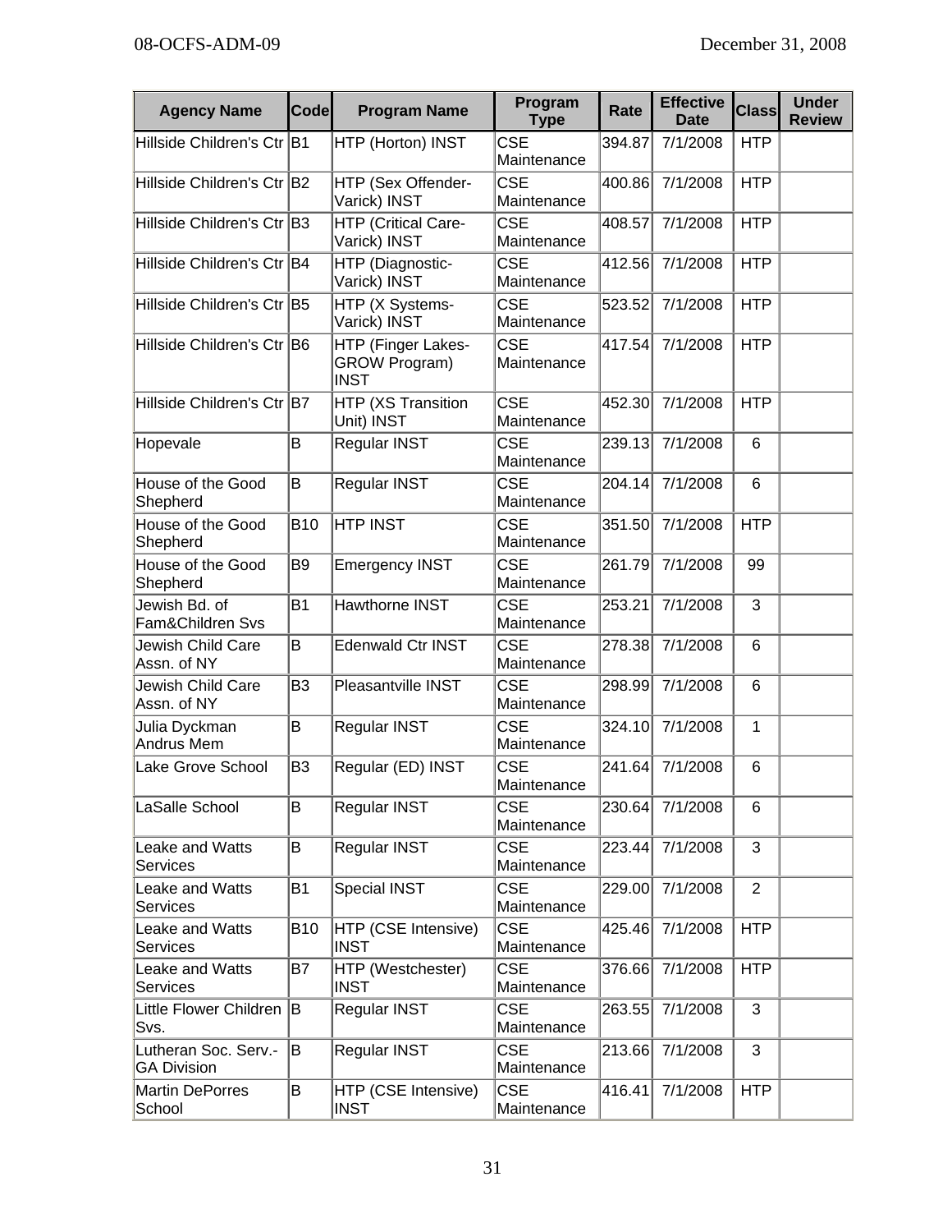| Agency Name | Code | Program Name | Program Type | Rate | Effective Date | Class | Under Review |
|---|---|---|---|---|---|---|---|
| Hillside Children's Ctr | B1 | HTP (Horton) INST | CSE Maintenance | 394.87 | 7/1/2008 | HTP | |
| Hillside Children's Ctr | B2 | HTP (Sex Offender-Varick) INST | CSE Maintenance | 400.86 | 7/1/2008 | HTP | |
| Hillside Children's Ctr | B3 | HTP (Critical Care-Varick) INST | CSE Maintenance | 408.57 | 7/1/2008 | HTP | |
| Hillside Children's Ctr | B4 | HTP (Diagnostic-Varick) INST | CSE Maintenance | 412.56 | 7/1/2008 | HTP | |
| Hillside Children's Ctr | B5 | HTP (X Systems-Varick) INST | CSE Maintenance | 523.52 | 7/1/2008 | HTP | |
| Hillside Children's Ctr | B6 | HTP (Finger Lakes-GROW Program) INST | CSE Maintenance | 417.54 | 7/1/2008 | HTP | |
| Hillside Children's Ctr | B7 | HTP (XS Transition Unit) INST | CSE Maintenance | 452.30 | 7/1/2008 | HTP | |
| Hopevale | B | Regular INST | CSE Maintenance | 239.13 | 7/1/2008 | 6 | |
| House of the Good Shepherd | B | Regular INST | CSE Maintenance | 204.14 | 7/1/2008 | 6 | |
| House of the Good Shepherd | B10 | HTP INST | CSE Maintenance | 351.50 | 7/1/2008 | HTP | |
| House of the Good Shepherd | B9 | Emergency INST | CSE Maintenance | 261.79 | 7/1/2008 | 99 | |
| Jewish Bd. of Fam&Children Svs | B1 | Hawthorne INST | CSE Maintenance | 253.21 | 7/1/2008 | 3 | |
| Jewish Child Care Assn. of NY | B | Edenwald Ctr INST | CSE Maintenance | 278.38 | 7/1/2008 | 6 | |
| Jewish Child Care Assn. of NY | B3 | Pleasantville INST | CSE Maintenance | 298.99 | 7/1/2008 | 6 | |
| Julia Dyckman Andrus Mem | B | Regular INST | CSE Maintenance | 324.10 | 7/1/2008 | 1 | |
| Lake Grove School | B3 | Regular (ED) INST | CSE Maintenance | 241.64 | 7/1/2008 | 6 | |
| LaSalle School | B | Regular INST | CSE Maintenance | 230.64 | 7/1/2008 | 6 | |
| Leake and Watts Services | B | Regular INST | CSE Maintenance | 223.44 | 7/1/2008 | 3 | |
| Leake and Watts Services | B1 | Special INST | CSE Maintenance | 229.00 | 7/1/2008 | 2 | |
| Leake and Watts Services | B10 | HTP (CSE Intensive) INST | CSE Maintenance | 425.46 | 7/1/2008 | HTP | |
| Leake and Watts Services | B7 | HTP (Westchester) INST | CSE Maintenance | 376.66 | 7/1/2008 | HTP | |
| Little Flower Children Svs. | B | Regular INST | CSE Maintenance | 263.55 | 7/1/2008 | 3 | |
| Lutheran Soc. Serv.-GA Division | B | Regular INST | CSE Maintenance | 213.66 | 7/1/2008 | 3 | |
| Martin DePorres School | B | HTP (CSE Intensive) INST | CSE Maintenance | 416.41 | 7/1/2008 | HTP | |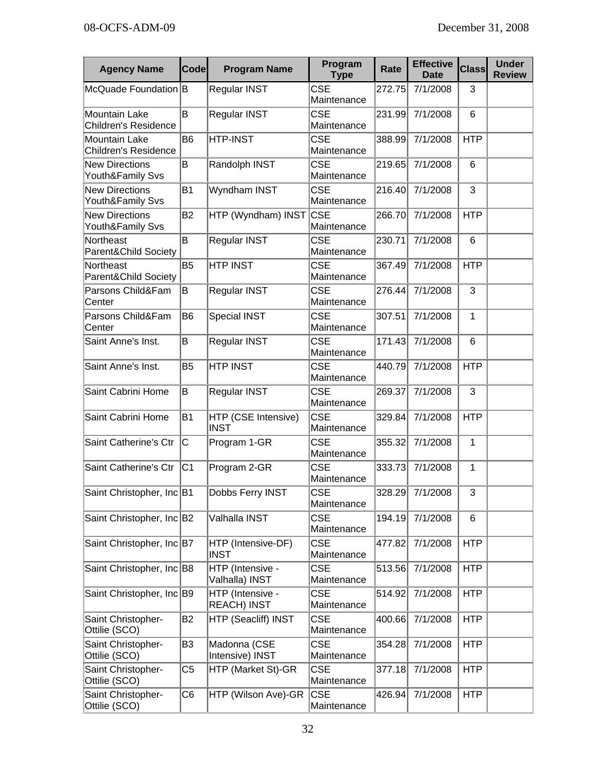| Agency Name | Code | Program Name | Program Type | Rate | Effective Date | Class | Under Review |
|---|---|---|---|---|---|---|---|
| McQuade Foundation | B | Regular INST | CSE Maintenance | 272.75 | 7/1/2008 | 3 | |
| Mountain Lake Children's Residence | B | Regular INST | CSE Maintenance | 231.99 | 7/1/2008 | 6 | |
| Mountain Lake Children's Residence | B6 | HTP-INST | CSE Maintenance | 388.99 | 7/1/2008 | HTP | |
| New Directions Youth&Family Svs | B | Randolph INST | CSE Maintenance | 219.65 | 7/1/2008 | 6 | |
| New Directions Youth&Family Svs | B1 | Wyndham INST | CSE Maintenance | 216.40 | 7/1/2008 | 3 | |
| New Directions Youth&Family Svs | B2 | HTP (Wyndham) INST | CSE Maintenance | 266.70 | 7/1/2008 | HTP | |
| Northeast Parent&Child Society | B | Regular INST | CSE Maintenance | 230.71 | 7/1/2008 | 6 | |
| Northeast Parent&Child Society | B5 | HTP INST | CSE Maintenance | 367.49 | 7/1/2008 | HTP | |
| Parsons Child&Fam Center | B | Regular INST | CSE Maintenance | 276.44 | 7/1/2008 | 3 | |
| Parsons Child&Fam Center | B6 | Special INST | CSE Maintenance | 307.51 | 7/1/2008 | 1 | |
| Saint Anne's Inst. | B | Regular INST | CSE Maintenance | 171.43 | 7/1/2008 | 6 | |
| Saint Anne's Inst. | B5 | HTP INST | CSE Maintenance | 440.79 | 7/1/2008 | HTP | |
| Saint Cabrini Home | B | Regular INST | CSE Maintenance | 269.37 | 7/1/2008 | 3 | |
| Saint Cabrini Home | B1 | HTP (CSE Intensive) INST | CSE Maintenance | 329.84 | 7/1/2008 | HTP | |
| Saint Catherine's Ctr | C | Program 1-GR | CSE Maintenance | 355.32 | 7/1/2008 | 1 | |
| Saint Catherine's Ctr | C1 | Program 2-GR | CSE Maintenance | 333.73 | 7/1/2008 | 1 | |
| Saint Christopher, Inc | B1 | Dobbs Ferry INST | CSE Maintenance | 328.29 | 7/1/2008 | 3 | |
| Saint Christopher, Inc | B2 | Valhalla INST | CSE Maintenance | 194.19 | 7/1/2008 | 6 | |
| Saint Christopher, Inc | B7 | HTP (Intensive-DF) INST | CSE Maintenance | 477.82 | 7/1/2008 | HTP | |
| Saint Christopher, Inc | B8 | HTP (Intensive - Valhalla) INST | CSE Maintenance | 513.56 | 7/1/2008 | HTP | |
| Saint Christopher, Inc | B9 | HTP (Intensive - REACH) INST | CSE Maintenance | 514.92 | 7/1/2008 | HTP | |
| Saint Christopher-Ottilie (SCO) | B2 | HTP (Seacliff) INST | CSE Maintenance | 400.66 | 7/1/2008 | HTP | |
| Saint Christopher-Ottilie (SCO) | B3 | Madonna (CSE Intensive) INST | CSE Maintenance | 354.28 | 7/1/2008 | HTP | |
| Saint Christopher-Ottilie (SCO) | C5 | HTP (Market St)-GR | CSE Maintenance | 377.18 | 7/1/2008 | HTP | |
| Saint Christopher-Ottilie (SCO) | C6 | HTP (Wilson Ave)-GR | CSE Maintenance | 426.94 | 7/1/2008 | HTP | |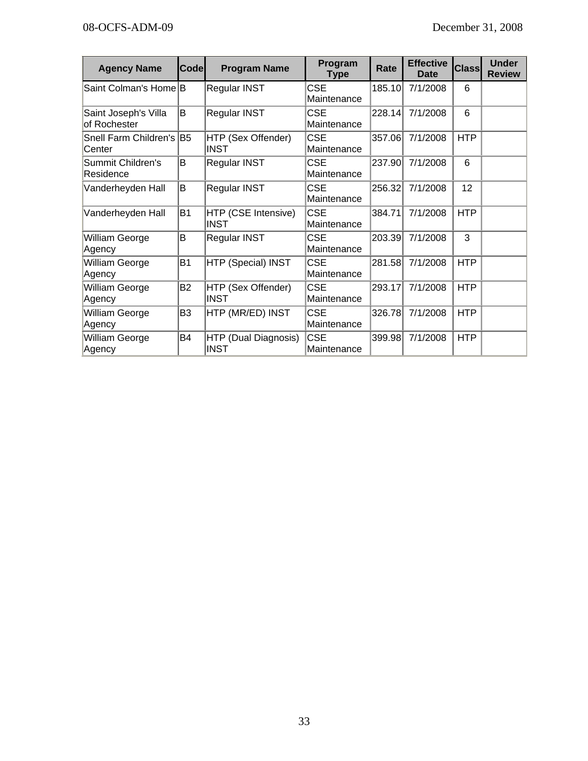| Agency Name | Code | Program Name | Program Type | Rate | Effective Date | Class | Under Review |
| --- | --- | --- | --- | --- | --- | --- | --- |
| Saint Colman's Home | B | Regular INST | CSE Maintenance | 185.10 | 7/1/2008 | 6 | |
| Saint Joseph's Villa of Rochester | B | Regular INST | CSE Maintenance | 228.14 | 7/1/2008 | 6 | |
| Snell Farm Children's Center | B5 | HTP (Sex Offender) INST | CSE Maintenance | 357.06 | 7/1/2008 | HTP | |
| Summit Children's Residence | B | Regular INST | CSE Maintenance | 237.90 | 7/1/2008 | 6 | |
| Vanderheyden Hall | B | Regular INST | CSE Maintenance | 256.32 | 7/1/2008 | 12 | |
| Vanderheyden Hall | B1 | HTP (CSE Intensive) INST | CSE Maintenance | 384.71 | 7/1/2008 | HTP | |
| William George Agency | B | Regular INST | CSE Maintenance | 203.39 | 7/1/2008 | 3 | |
| William George Agency | B1 | HTP (Special) INST | CSE Maintenance | 281.58 | 7/1/2008 | HTP | |
| William George Agency | B2 | HTP (Sex Offender) INST | CSE Maintenance | 293.17 | 7/1/2008 | HTP | |
| William George Agency | B3 | HTP (MR/ED) INST | CSE Maintenance | 326.78 | 7/1/2008 | HTP | |
| William George Agency | B4 | HTP (Dual Diagnosis) INST | CSE Maintenance | 399.98 | 7/1/2008 | HTP | |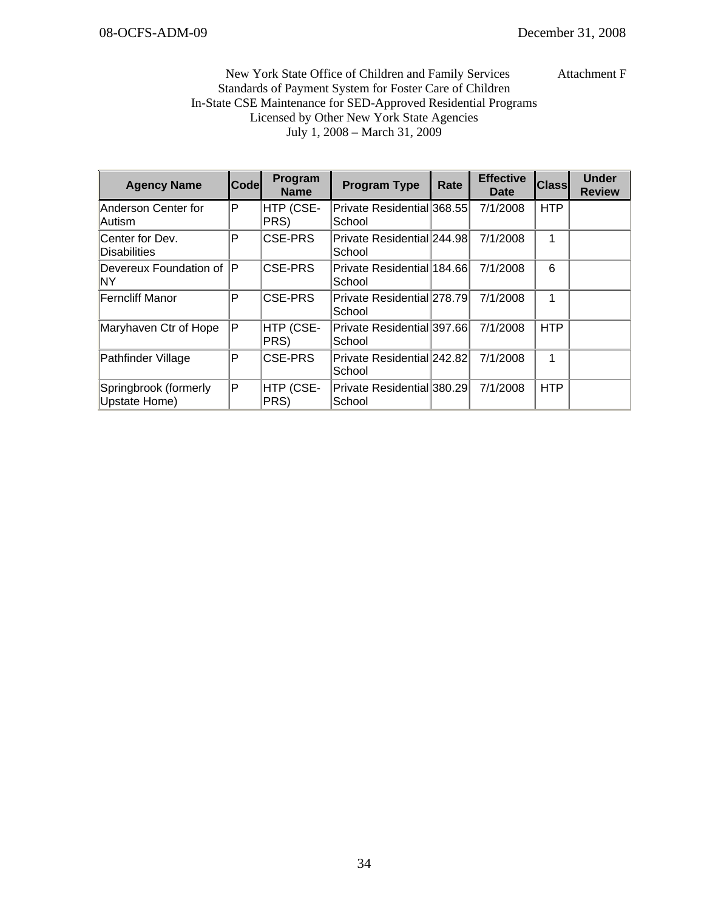New York State Office of Children and Family Services — Attachment F

Standards of Payment System for Foster Care of Children

In-State CSE Maintenance for SED-Approved Residential Programs

Licensed by Other New York State Agencies

July 1, 2008 – March 31, 2009

| Agency Name | Code | Program Name | Program Type | Rate | Effective Date | Class | Under Review |
|---|---|---|---|---|---|---|---|
| Anderson Center for Autism | P | HTP (CSE-PRS) | Private Residential School | 368.55 | 7/1/2008 | HTP | |
| Center for Dev. Disabilities | P | CSE-PRS | Private Residential School | 244.98 | 7/1/2008 | 1 | |
| Devereux Foundation of NY | P | CSE-PRS | Private Residential School | 184.66 | 7/1/2008 | 6 | |
| Ferncliff Manor | P | CSE-PRS | Private Residential School | 278.79 | 7/1/2008 | 1 | |
| Maryhaven Ctr of Hope | P | HTP (CSE-PRS) | Private Residential School | 397.66 | 7/1/2008 | HTP | |
| Pathfinder Village | P | CSE-PRS | Private Residential School | 242.82 | 7/1/2008 | 1 | |
| Springbrook (formerly Upstate Home) | P | HTP (CSE-PRS) | Private Residential School | 380.29 | 7/1/2008 | HTP | |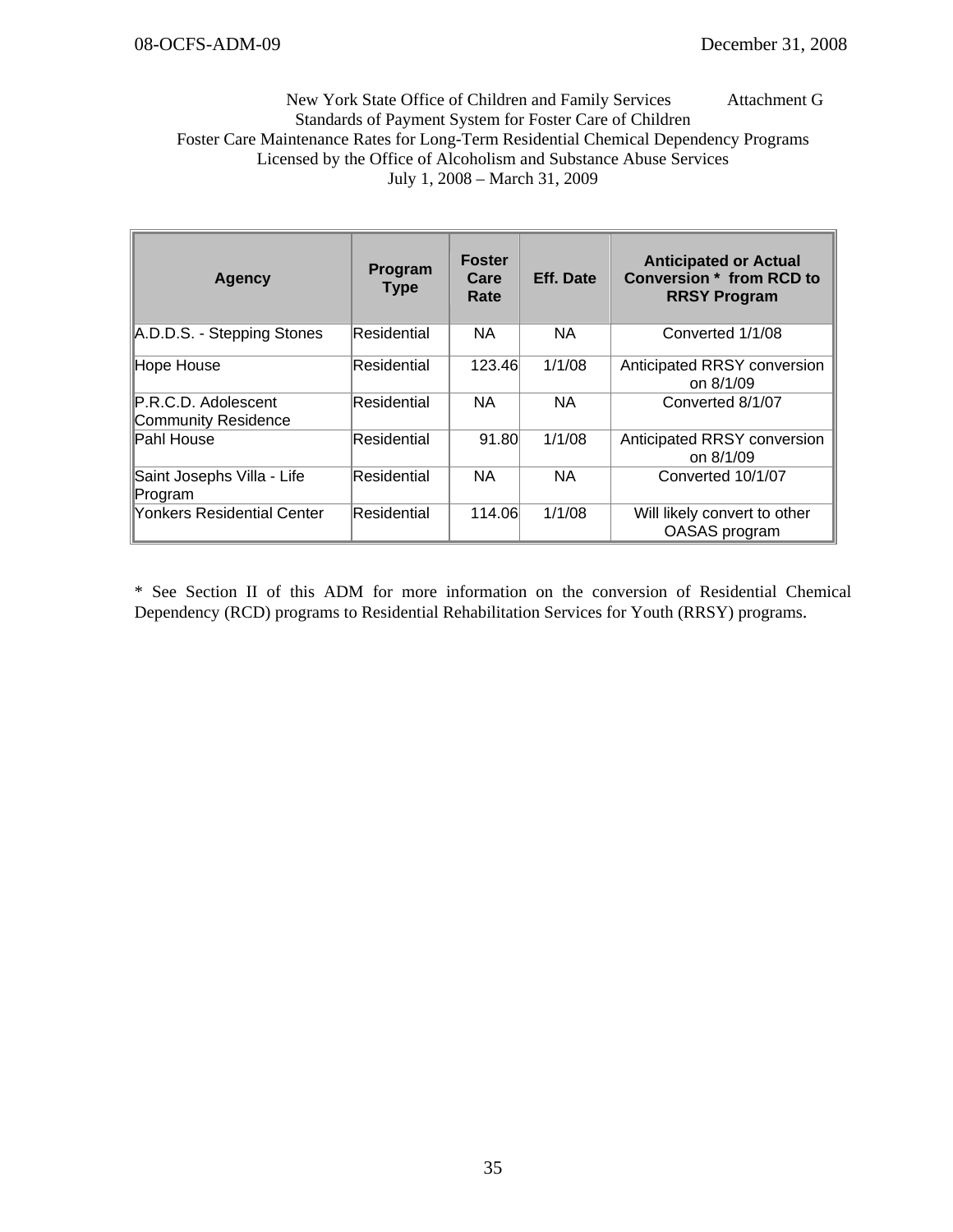New York State Office of Children and Family Services Attachment G
Standards of Payment System for Foster Care of Children
Foster Care Maintenance Rates for Long-Term Residential Chemical Dependency Programs
Licensed by the Office of Alcoholism and Substance Abuse Services
July 1, 2008 – March 31, 2009

| Agency | Program Type | Foster Care Rate | Eff. Date | Anticipated or Actual Conversion * from RCD to RRSY Program |
|---|---|---|---|---|
| A.D.D.S. - Stepping Stones | Residential | NA | NA | Converted 1/1/08 |
| Hope House | Residential | 123.46 | 1/1/08 | Anticipated RRSY conversion on 8/1/09 |
| P.R.C.D. Adolescent Community Residence | Residential | NA | NA | Converted 8/1/07 |
| Pahl House | Residential | 91.80 | 1/1/08 | Anticipated RRSY conversion on 8/1/09 |
| Saint Josephs Villa - Life Program | Residential | NA | NA | Converted 10/1/07 |
| Yonkers Residential Center | Residential | 114.06 | 1/1/08 | Will likely convert to other OASAS program |

* See Section II of this ADM for more information on the conversion of Residential Chemical Dependency (RCD) programs to Residential Rehabilitation Services for Youth (RRSY) programs.